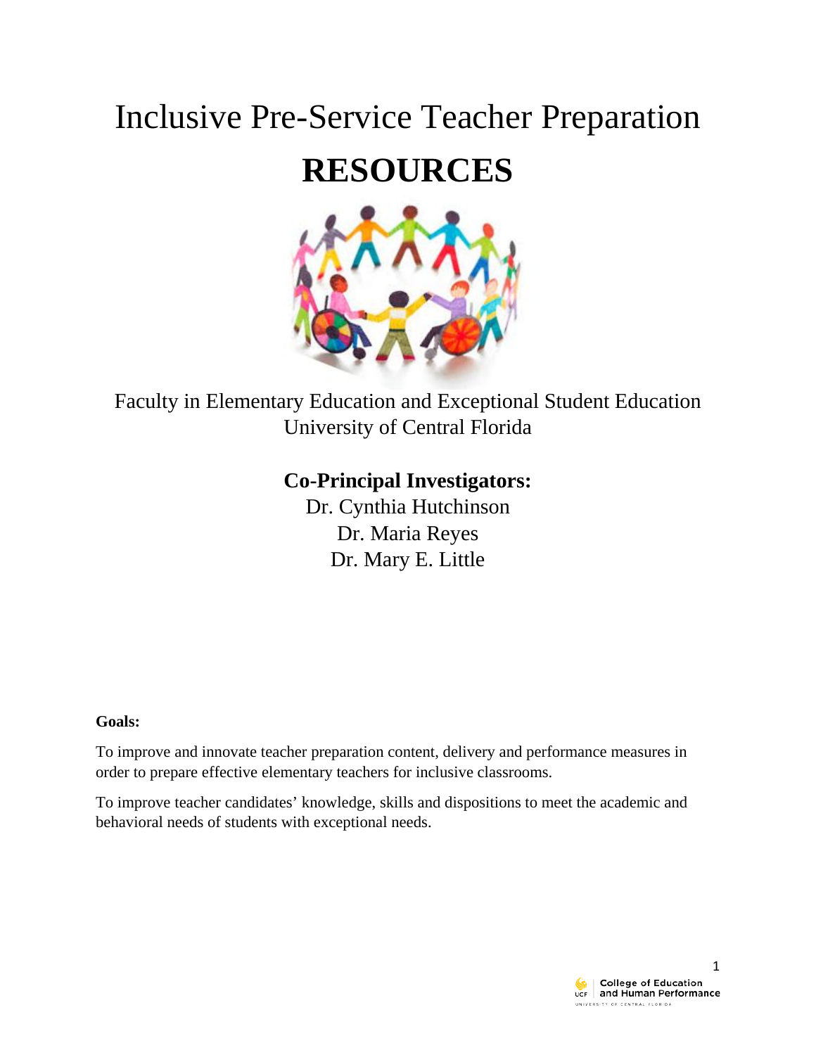# Inclusive Pre-Service Teacher Preparation

# RESOURCES

Faculty in Elementary Education and Exceptional Student Education
University of Central Florida

**Co-Principal Investigators:**

Dr. Cynthia Hutchinson
Dr. Maria Reyes
Dr. Mary E. Little

**Goals:**

To improve and innovate teacher preparation content, delivery and performance measures in order to prepare effective elementary teachers for inclusive classrooms.

To improve teacher candidates' knowledge, skills and dispositions to meet the academic and behavioral needs of students with exceptional needs.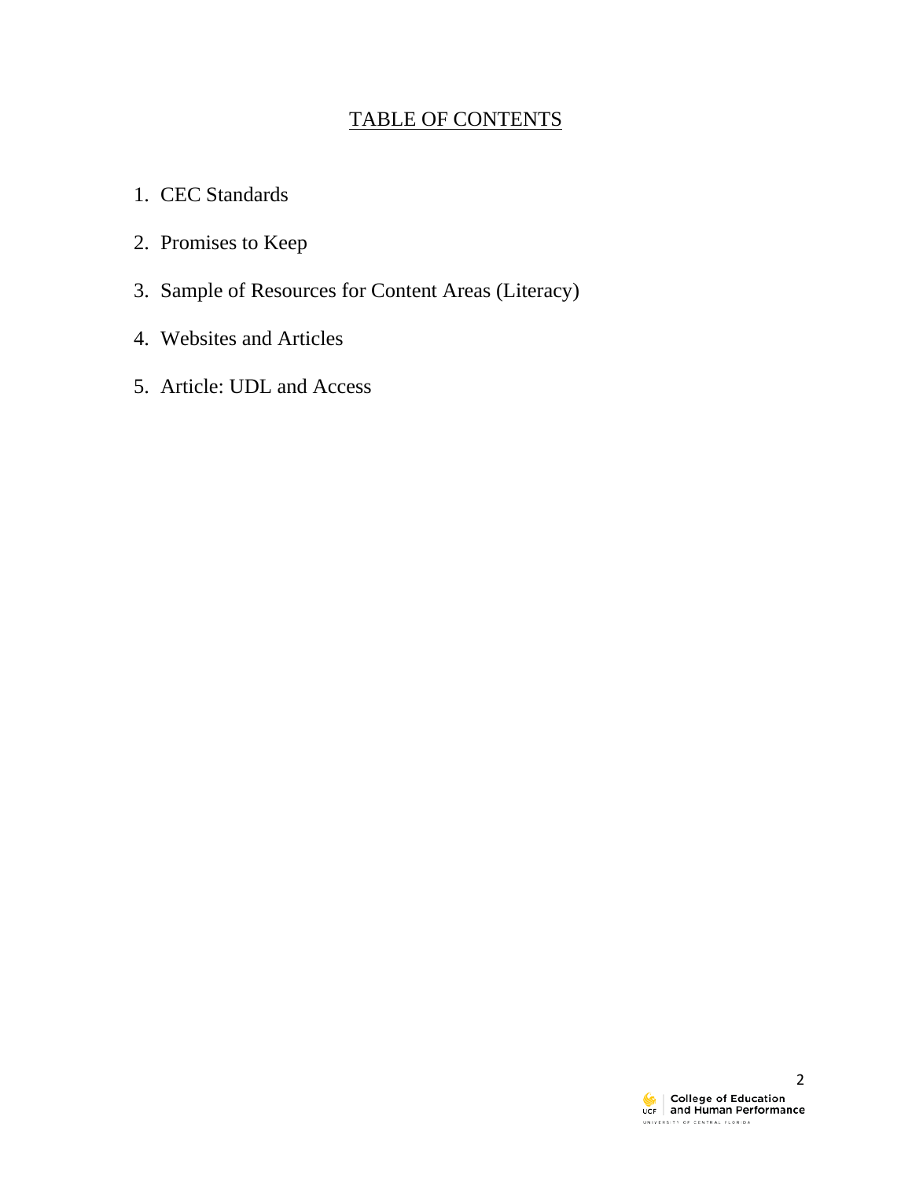# TABLE OF CONTENTS

1. CEC Standards
2. Promises to Keep
3. Sample of Resources for Content Areas (Literacy)
4. Websites and Articles
5. Article: UDL and Access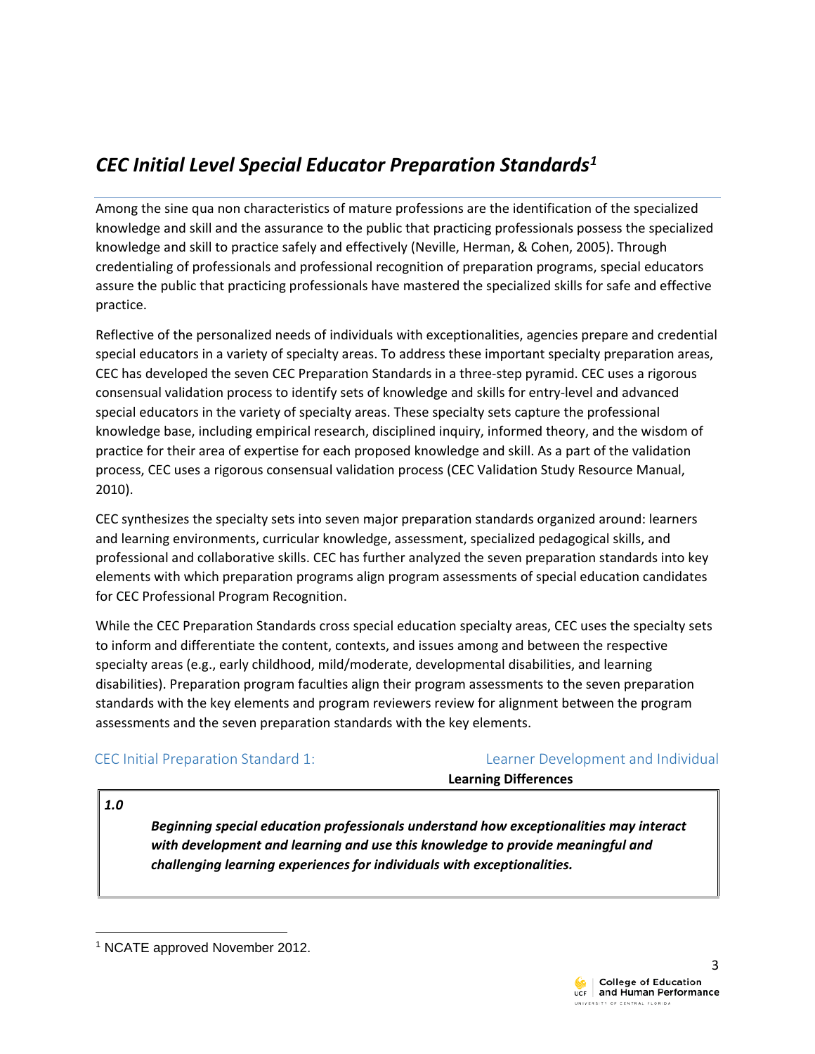# *CEC Initial Level Special Educator Preparation Standards*[1]

Among the sine qua non characteristics of mature professions are the identification of the specialized knowledge and skill and the assurance to the public that practicing professionals possess the specialized knowledge and skill to practice safely and effectively (Neville, Herman, & Cohen, 2005). Through credentialing of professionals and professional recognition of preparation programs, special educators assure the public that practicing professionals have mastered the specialized skills for safe and effective practice.

Reflective of the personalized needs of individuals with exceptionalities, agencies prepare and credential special educators in a variety of specialty areas. To address these important specialty preparation areas, CEC has developed the seven CEC Preparation Standards in a three-step pyramid. CEC uses a rigorous consensual validation process to identify sets of knowledge and skills for entry-level and advanced special educators in the variety of specialty areas. These specialty sets capture the professional knowledge base, including empirical research, disciplined inquiry, informed theory, and the wisdom of practice for their area of expertise for each proposed knowledge and skill. As a part of the validation process, CEC uses a rigorous consensual validation process (CEC Validation Study Resource Manual, 2010).

CEC synthesizes the specialty sets into seven major preparation standards organized around: learners and learning environments, curricular knowledge, assessment, specialized pedagogical skills, and professional and collaborative skills. CEC has further analyzed the seven preparation standards into key elements with which preparation programs align program assessments of special education candidates for CEC Professional Program Recognition.

While the CEC Preparation Standards cross special education specialty areas, CEC uses the specialty sets to inform and differentiate the content, contexts, and issues among and between the respective specialty areas (e.g., early childhood, mild/moderate, developmental disabilities, and learning disabilities). Preparation program faculties align their program assessments to the seven preparation standards with the key elements and program reviewers review for alignment between the program assessments and the seven preparation standards with the key elements.

## CEC Initial Preparation Standard 1: Learner Development and Individual Learning Differences

| *1.0* | ***Beginning special education professionals understand how exceptionalities may interact with development and learning and use this knowledge to provide meaningful and challenging learning experiences for individuals with exceptionalities.*** |
|---|---|

[1] NCATE approved November 2012.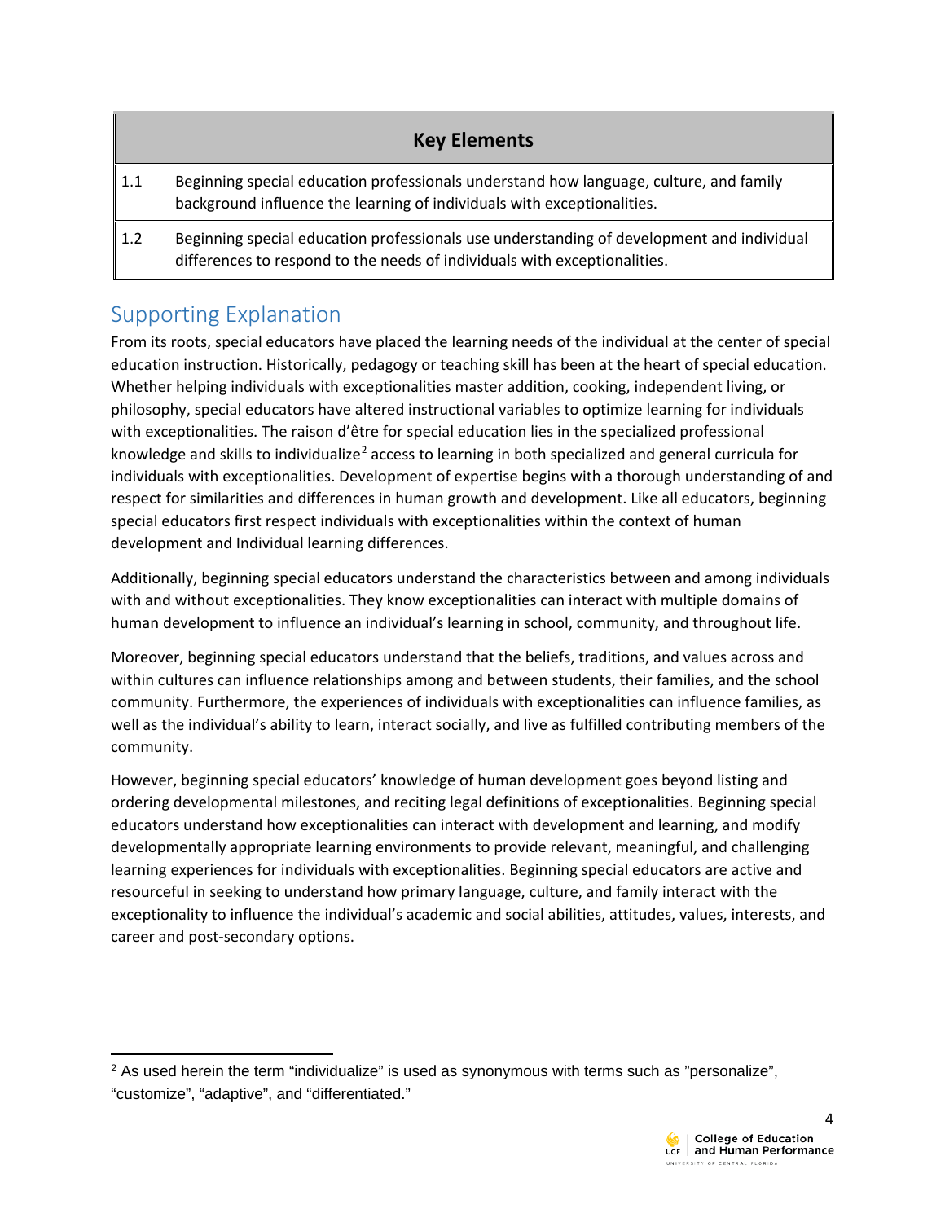| Key Elements | |
|---|---|
| 1.1 | Beginning special education professionals understand how language, culture, and family background influence the learning of individuals with exceptionalities. |
| 1.2 | Beginning special education professionals use understanding of development and individual differences to respond to the needs of individuals with exceptionalities. |

## Supporting Explanation

From its roots, special educators have placed the learning needs of the individual at the center of special education instruction. Historically, pedagogy or teaching skill has been at the heart of special education. Whether helping individuals with exceptionalities master addition, cooking, independent living, or philosophy, special educators have altered instructional variables to optimize learning for individuals with exceptionalities. The raison d'être for special education lies in the specialized professional knowledge and skills to individualize[2] access to learning in both specialized and general curricula for individuals with exceptionalities. Development of expertise begins with a thorough understanding of and respect for similarities and differences in human growth and development. Like all educators, beginning special educators first respect individuals with exceptionalities within the context of human development and Individual learning differences.

Additionally, beginning special educators understand the characteristics between and among individuals with and without exceptionalities. They know exceptionalities can interact with multiple domains of human development to influence an individual's learning in school, community, and throughout life.

Moreover, beginning special educators understand that the beliefs, traditions, and values across and within cultures can influence relationships among and between students, their families, and the school community. Furthermore, the experiences of individuals with exceptionalities can influence families, as well as the individual's ability to learn, interact socially, and live as fulfilled contributing members of the community.

However, beginning special educators' knowledge of human development goes beyond listing and ordering developmental milestones, and reciting legal definitions of exceptionalities. Beginning special educators understand how exceptionalities can interact with development and learning, and modify developmentally appropriate learning environments to provide relevant, meaningful, and challenging learning experiences for individuals with exceptionalities. Beginning special educators are active and resourceful in seeking to understand how primary language, culture, and family interact with the exceptionality to influence the individual's academic and social abilities, attitudes, values, interests, and career and post-secondary options.

---

[2] As used herein the term "individualize" is used as synonymous with terms such as "personalize", "customize", "adaptive", and "differentiated."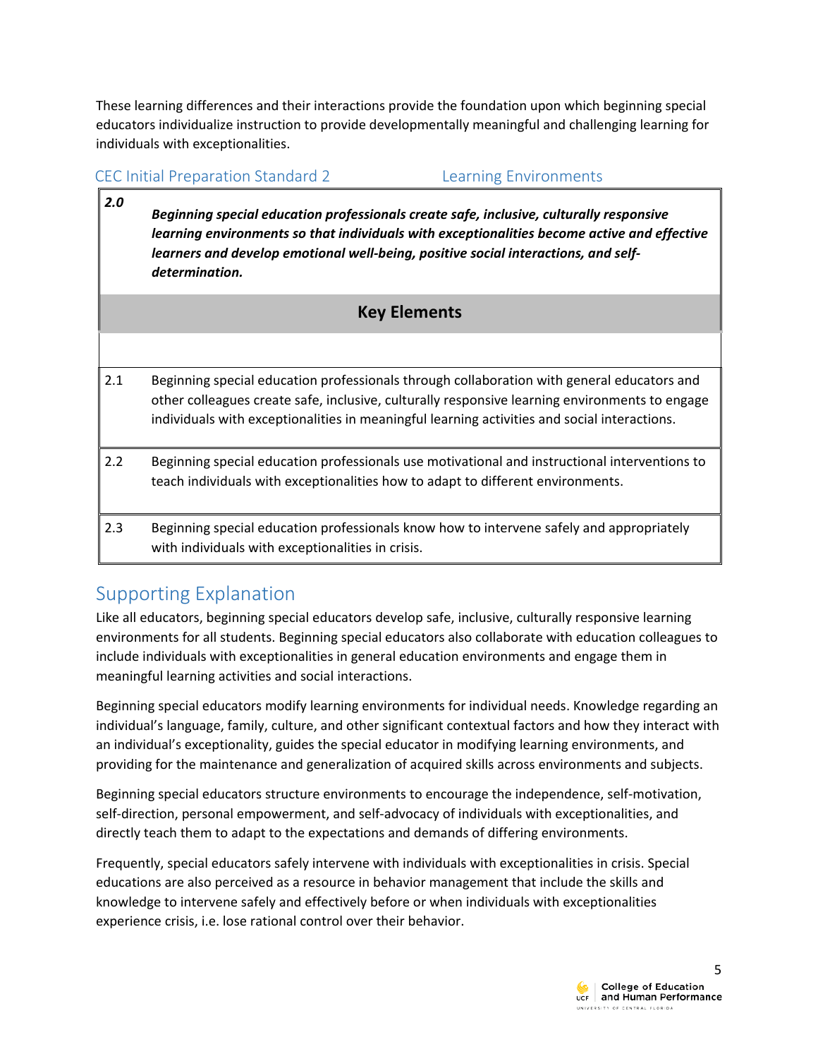These learning differences and their interactions provide the foundation upon which beginning special educators individualize instruction to provide developmentally meaningful and challenging learning for individuals with exceptionalities.

## CEC Initial Preparation Standard 2 Learning Environments

| ***2.0*** | ***Beginning special education professionals create safe, inclusive, culturally responsive learning environments so that individuals with exceptionalities become active and effective learners and develop emotional well-being, positive social interactions, and self-determination.*** |
|---|---|
| | **Key Elements** |
| 2.1 | Beginning special education professionals through collaboration with general educators and other colleagues create safe, inclusive, culturally responsive learning environments to engage individuals with exceptionalities in meaningful learning activities and social interactions. |
| 2.2 | Beginning special education professionals use motivational and instructional interventions to teach individuals with exceptionalities how to adapt to different environments. |
| 2.3 | Beginning special education professionals know how to intervene safely and appropriately with individuals with exceptionalities in crisis. |

## Supporting Explanation

Like all educators, beginning special educators develop safe, inclusive, culturally responsive learning environments for all students. Beginning special educators also collaborate with education colleagues to include individuals with exceptionalities in general education environments and engage them in meaningful learning activities and social interactions.

Beginning special educators modify learning environments for individual needs. Knowledge regarding an individual's language, family, culture, and other significant contextual factors and how they interact with an individual's exceptionality, guides the special educator in modifying learning environments, and providing for the maintenance and generalization of acquired skills across environments and subjects.

Beginning special educators structure environments to encourage the independence, self-motivation, self-direction, personal empowerment, and self-advocacy of individuals with exceptionalities, and directly teach them to adapt to the expectations and demands of differing environments.

Frequently, special educators safely intervene with individuals with exceptionalities in crisis. Special educations are also perceived as a resource in behavior management that include the skills and knowledge to intervene safely and effectively before or when individuals with exceptionalities experience crisis, i.e. lose rational control over their behavior.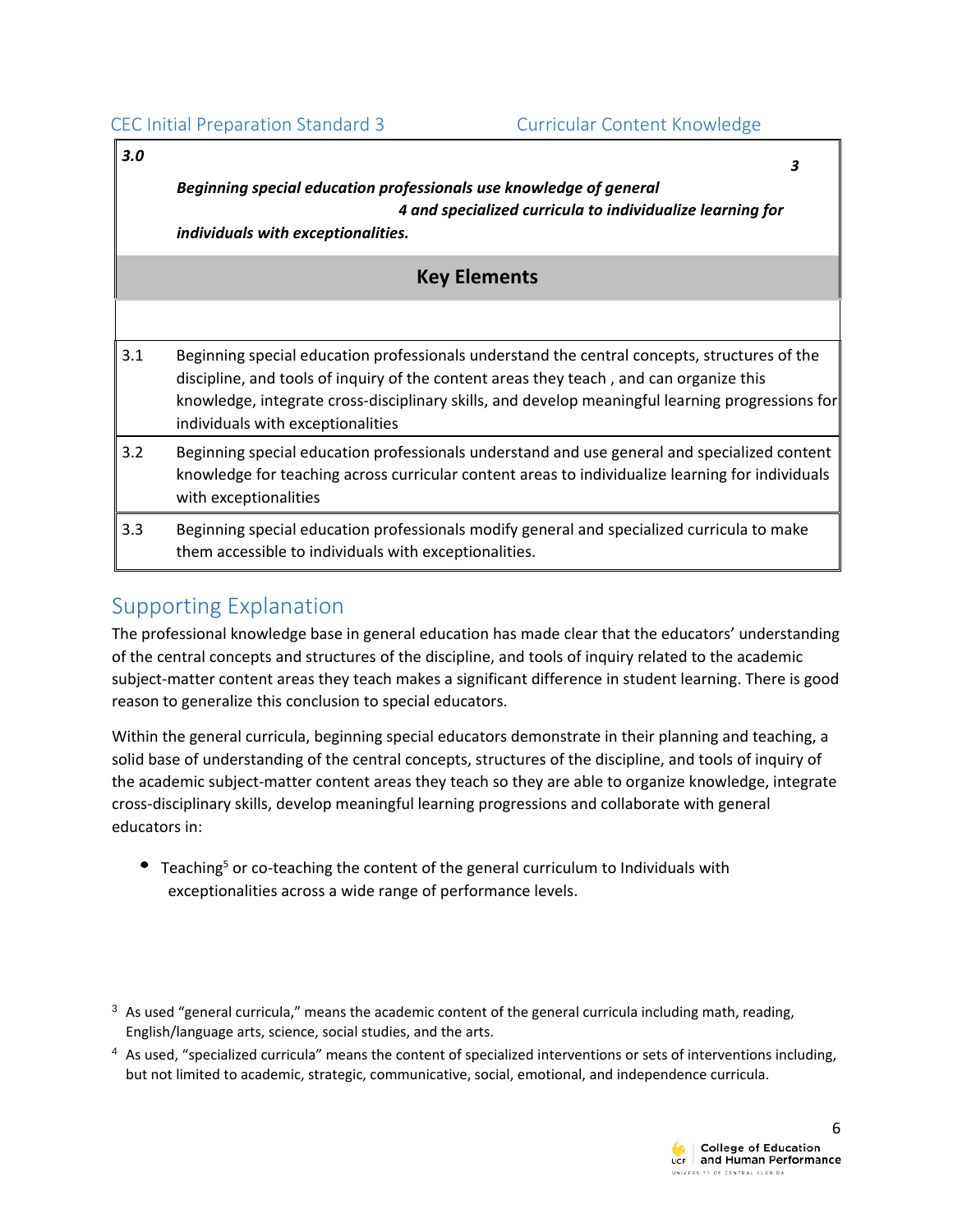CEC Initial Preparation Standard 3 — Curricular Content Knowledge

| | |
|---|---|
| ***3.0*** | ***Beginning special education professionals use knowledge of general[3] and specialized curricula[4] to individualize learning for individuals with exceptionalities.*** |
| | **Key Elements** |
| 3.1 | Beginning special education professionals understand the central concepts, structures of the discipline, and tools of inquiry of the content areas they teach , and can organize this knowledge, integrate cross-disciplinary skills, and develop meaningful learning progressions for individuals with exceptionalities |
| 3.2 | Beginning special education professionals understand and use general and specialized content knowledge for teaching across curricular content areas to individualize learning for individuals with exceptionalities |
| 3.3 | Beginning special education professionals modify general and specialized curricula to make them accessible to individuals with exceptionalities. |

## Supporting Explanation

The professional knowledge base in general education has made clear that the educators' understanding of the central concepts and structures of the discipline, and tools of inquiry related to the academic subject-matter content areas they teach makes a significant difference in student learning. There is good reason to generalize this conclusion to special educators.

Within the general curricula, beginning special educators demonstrate in their planning and teaching, a solid base of understanding of the central concepts, structures of the discipline, and tools of inquiry of the academic subject-matter content areas they teach so they are able to organize knowledge, integrate cross-disciplinary skills, develop meaningful learning progressions and collaborate with general educators in:

- Teaching[5] or co-teaching the content of the general curriculum to Individuals with exceptionalities across a wide range of performance levels.

[3] As used "general curricula," means the academic content of the general curricula including math, reading, English/language arts, science, social studies, and the arts.

[4] As used, "specialized curricula" means the content of specialized interventions or sets of interventions including, but not limited to academic, strategic, communicative, social, emotional, and independence curricula.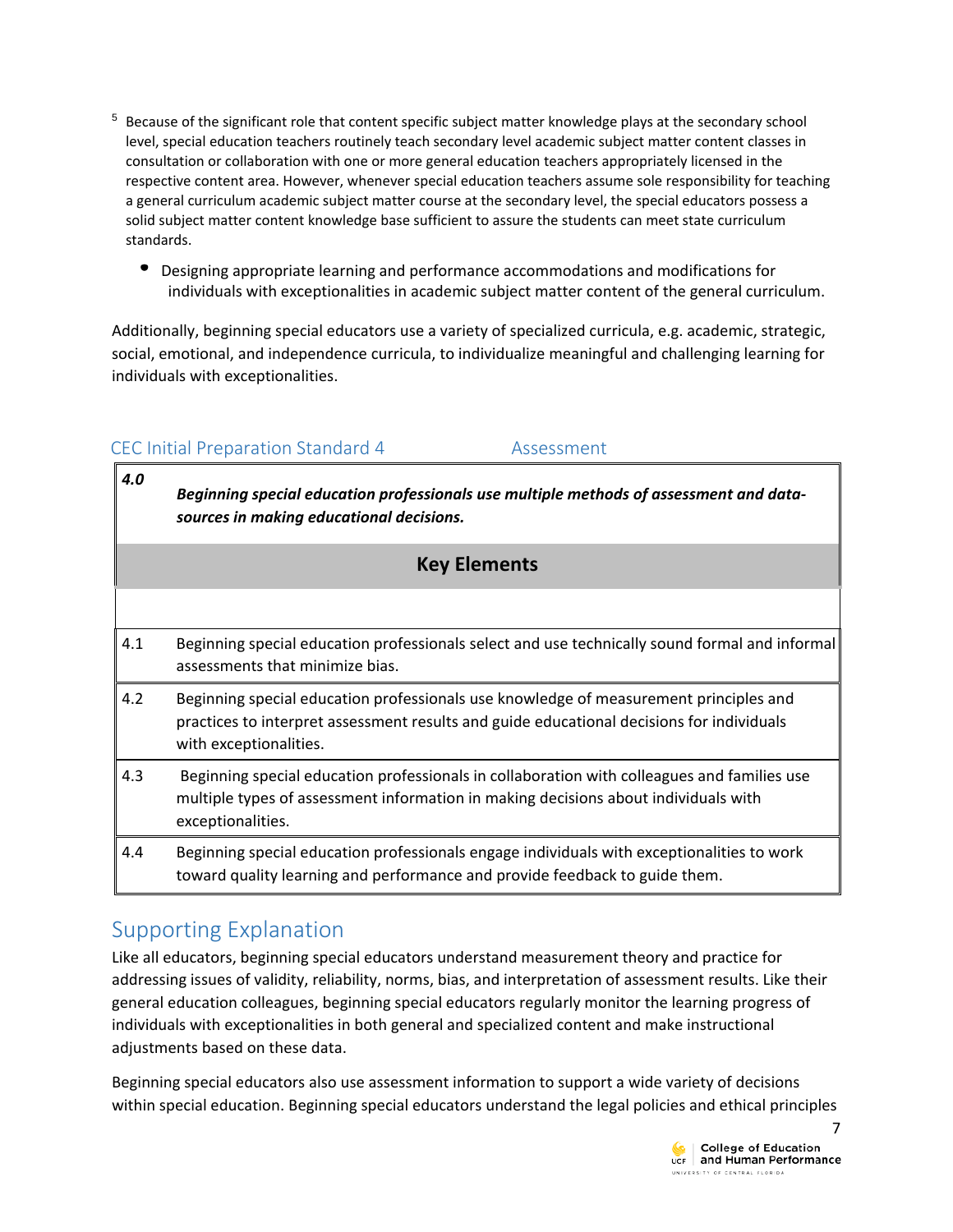[5] Because of the significant role that content specific subject matter knowledge plays at the secondary school level, special education teachers routinely teach secondary level academic subject matter content classes in consultation or collaboration with one or more general education teachers appropriately licensed in the respective content area. However, whenever special education teachers assume sole responsibility for teaching a general curriculum academic subject matter course at the secondary level, the special educators possess a solid subject matter content knowledge base sufficient to assure the students can meet state curriculum standards.

- Designing appropriate learning and performance accommodations and modifications for individuals with exceptionalities in academic subject matter content of the general curriculum.

Additionally, beginning special educators use a variety of specialized curricula, e.g. academic, strategic, social, emotional, and independence curricula, to individualize meaningful and challenging learning for individuals with exceptionalities.

## CEC Initial Preparation Standard 4 Assessment

| ***4.0*** | ***Beginning special education professionals use multiple methods of assessment and data-sources in making educational decisions.*** |
|---|---|
| | **Key Elements** |
| 4.1 | Beginning special education professionals select and use technically sound formal and informal assessments that minimize bias. |
| 4.2 | Beginning special education professionals use knowledge of measurement principles and practices to interpret assessment results and guide educational decisions for individuals with exceptionalities. |
| 4.3 | Beginning special education professionals in collaboration with colleagues and families use multiple types of assessment information in making decisions about individuals with exceptionalities. |
| 4.4 | Beginning special education professionals engage individuals with exceptionalities to work toward quality learning and performance and provide feedback to guide them. |

## Supporting Explanation

Like all educators, beginning special educators understand measurement theory and practice for addressing issues of validity, reliability, norms, bias, and interpretation of assessment results. Like their general education colleagues, beginning special educators regularly monitor the learning progress of individuals with exceptionalities in both general and specialized content and make instructional adjustments based on these data.

Beginning special educators also use assessment information to support a wide variety of decisions within special education. Beginning special educators understand the legal policies and ethical principles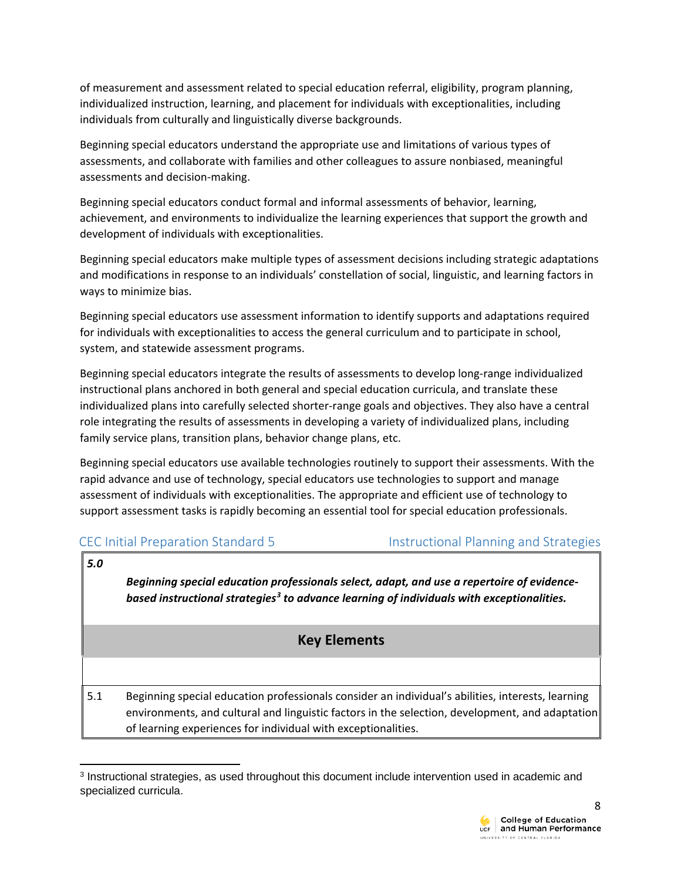of measurement and assessment related to special education referral, eligibility, program planning, individualized instruction, learning, and placement for individuals with exceptionalities, including individuals from culturally and linguistically diverse backgrounds.

Beginning special educators understand the appropriate use and limitations of various types of assessments, and collaborate with families and other colleagues to assure nonbiased, meaningful assessments and decision-making.

Beginning special educators conduct formal and informal assessments of behavior, learning, achievement, and environments to individualize the learning experiences that support the growth and development of individuals with exceptionalities.

Beginning special educators make multiple types of assessment decisions including strategic adaptations and modifications in response to an individuals' constellation of social, linguistic, and learning factors in ways to minimize bias.

Beginning special educators use assessment information to identify supports and adaptations required for individuals with exceptionalities to access the general curriculum and to participate in school, system, and statewide assessment programs.

Beginning special educators integrate the results of assessments to develop long-range individualized instructional plans anchored in both general and special education curricula, and translate these individualized plans into carefully selected shorter-range goals and objectives. They also have a central role integrating the results of assessments in developing a variety of individualized plans, including family service plans, transition plans, behavior change plans, etc.

Beginning special educators use available technologies routinely to support their assessments. With the rapid advance and use of technology, special educators use technologies to support and manage assessment of individuals with exceptionalities. The appropriate and efficient use of technology to support assessment tasks is rapidly becoming an essential tool for special education professionals.

## CEC Initial Preparation Standard 5 — Instructional Planning and Strategies

| | |
|---|---|
| ***5.0*** | ***Beginning special education professionals select, adapt, and use a repertoire of evidence-based instructional strategies[3] to advance learning of individuals with exceptionalities.*** |
| | **Key Elements** |
| | |
| 5.1 | Beginning special education professionals consider an individual's abilities, interests, learning environments, and cultural and linguistic factors in the selection, development, and adaptation of learning experiences for individual with exceptionalities. |

[3] Instructional strategies, as used throughout this document include intervention used in academic and specialized curricula.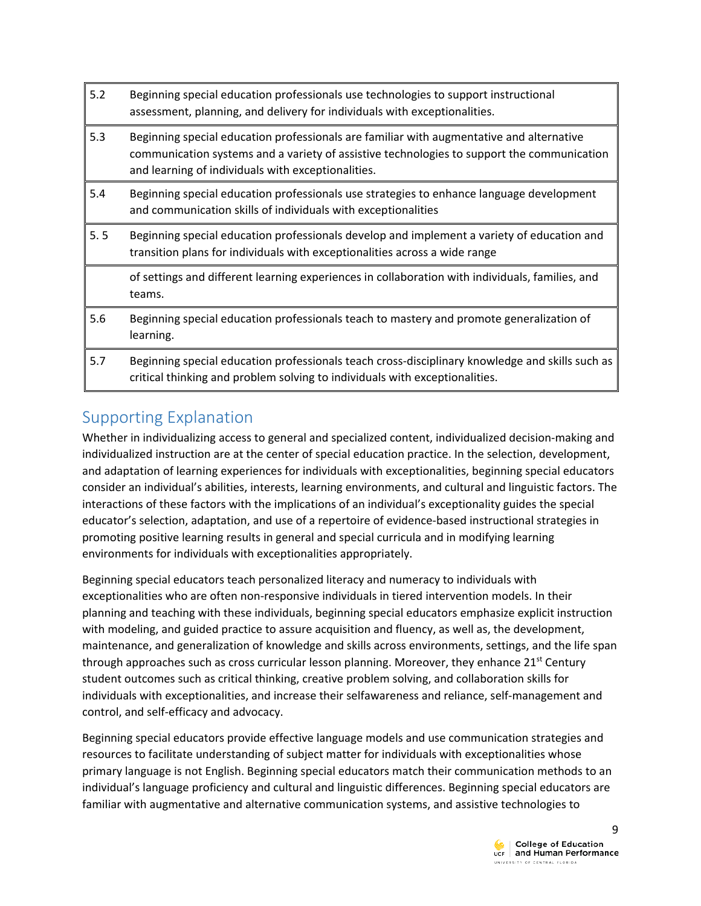| | |
|---|---|
| 5.2 | Beginning special education professionals use technologies to support instructional assessment, planning, and delivery for individuals with exceptionalities. |
| 5.3 | Beginning special education professionals are familiar with augmentative and alternative communication systems and a variety of assistive technologies to support the communication and learning of individuals with exceptionalities. |
| 5.4 | Beginning special education professionals use strategies to enhance language development and communication skills of individuals with exceptionalities |
| 5. 5 | Beginning special education professionals develop and implement a variety of education and transition plans for individuals with exceptionalities across a wide range |
| | of settings and different learning experiences in collaboration with individuals, families, and teams. |
| 5.6 | Beginning special education professionals teach to mastery and promote generalization of learning. |
| 5.7 | Beginning special education professionals teach cross-disciplinary knowledge and skills such as critical thinking and problem solving to individuals with exceptionalities. |

## Supporting Explanation

Whether in individualizing access to general and specialized content, individualized decision-making and individualized instruction are at the center of special education practice. In the selection, development, and adaptation of learning experiences for individuals with exceptionalities, beginning special educators consider an individual's abilities, interests, learning environments, and cultural and linguistic factors. The interactions of these factors with the implications of an individual's exceptionality guides the special educator's selection, adaptation, and use of a repertoire of evidence-based instructional strategies in promoting positive learning results in general and special curricula and in modifying learning environments for individuals with exceptionalities appropriately.

Beginning special educators teach personalized literacy and numeracy to individuals with exceptionalities who are often non-responsive individuals in tiered intervention models. In their planning and teaching with these individuals, beginning special educators emphasize explicit instruction with modeling, and guided practice to assure acquisition and fluency, as well as, the development, maintenance, and generalization of knowledge and skills across environments, settings, and the life span through approaches such as cross curricular lesson planning. Moreover, they enhance 21st Century student outcomes such as critical thinking, creative problem solving, and collaboration skills for individuals with exceptionalities, and increase their selfawareness and reliance, self-management and control, and self-efficacy and advocacy.

Beginning special educators provide effective language models and use communication strategies and resources to facilitate understanding of subject matter for individuals with exceptionalities whose primary language is not English. Beginning special educators match their communication methods to an individual's language proficiency and cultural and linguistic differences. Beginning special educators are familiar with augmentative and alternative communication systems, and assistive technologies to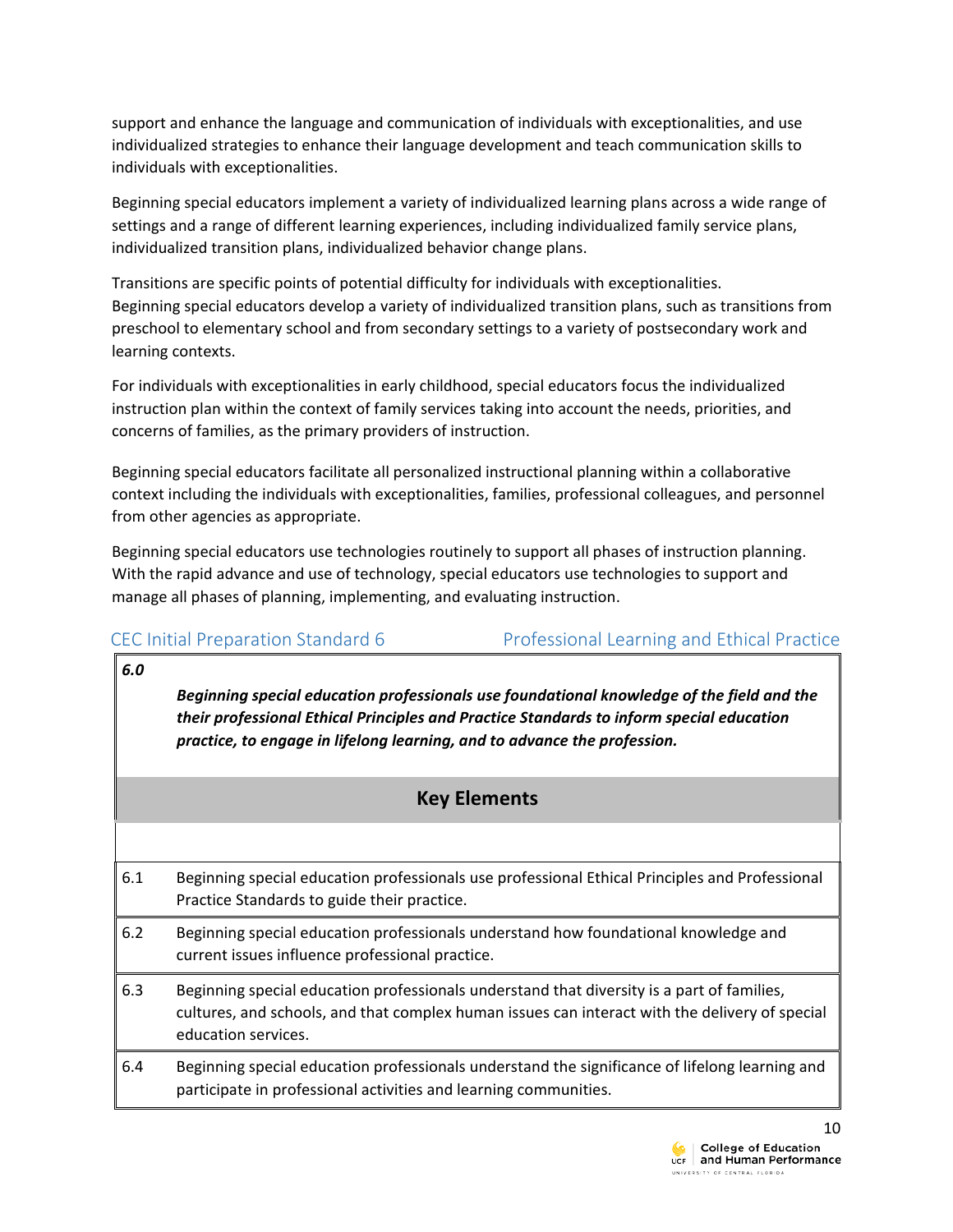support and enhance the language and communication of individuals with exceptionalities, and use individualized strategies to enhance their language development and teach communication skills to individuals with exceptionalities.

Beginning special educators implement a variety of individualized learning plans across a wide range of settings and a range of different learning experiences, including individualized family service plans, individualized transition plans, individualized behavior change plans.

Transitions are specific points of potential difficulty for individuals with exceptionalities. Beginning special educators develop a variety of individualized transition plans, such as transitions from preschool to elementary school and from secondary settings to a variety of postsecondary work and learning contexts.

For individuals with exceptionalities in early childhood, special educators focus the individualized instruction plan within the context of family services taking into account the needs, priorities, and concerns of families, as the primary providers of instruction.

Beginning special educators facilitate all personalized instructional planning within a collaborative context including the individuals with exceptionalities, families, professional colleagues, and personnel from other agencies as appropriate.

Beginning special educators use technologies routinely to support all phases of instruction planning. With the rapid advance and use of technology, special educators use technologies to support and manage all phases of planning, implementing, and evaluating instruction.

## CEC Initial Preparation Standard 6 — Professional Learning and Ethical Practice

| ***6.0*** | ***Beginning special education professionals use foundational knowledge of the field and the their professional Ethical Principles and Practice Standards to inform special education practice, to engage in lifelong learning, and to advance the profession.*** |
|---|---|
| | **Key Elements** |
| | |
| 6.1 | Beginning special education professionals use professional Ethical Principles and Professional Practice Standards to guide their practice. |
| 6.2 | Beginning special education professionals understand how foundational knowledge and current issues influence professional practice. |
| 6.3 | Beginning special education professionals understand that diversity is a part of families, cultures, and schools, and that complex human issues can interact with the delivery of special education services. |
| 6.4 | Beginning special education professionals understand the significance of lifelong learning and participate in professional activities and learning communities. |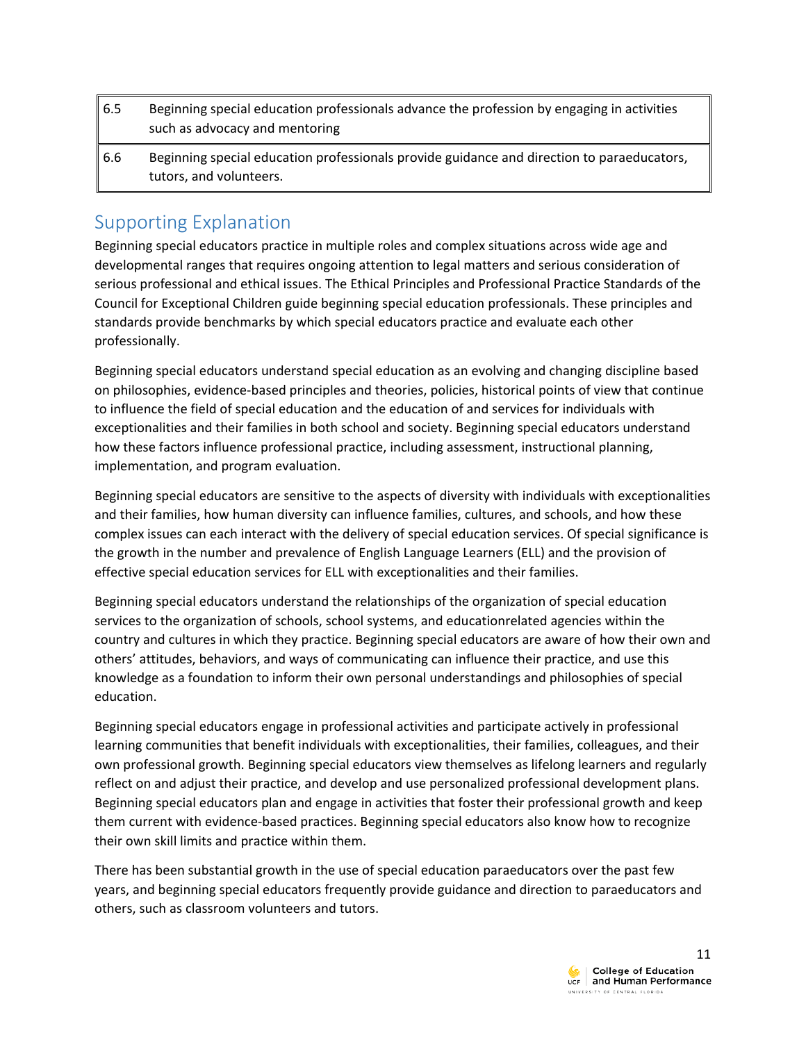| | |
|---|---|
| 6.5 | Beginning special education professionals advance the profession by engaging in activities such as advocacy and mentoring |
| 6.6 | Beginning special education professionals provide guidance and direction to paraeducators, tutors, and volunteers. |

## Supporting Explanation

Beginning special educators practice in multiple roles and complex situations across wide age and developmental ranges that requires ongoing attention to legal matters and serious consideration of serious professional and ethical issues. The Ethical Principles and Professional Practice Standards of the Council for Exceptional Children guide beginning special education professionals. These principles and standards provide benchmarks by which special educators practice and evaluate each other professionally.

Beginning special educators understand special education as an evolving and changing discipline based on philosophies, evidence-based principles and theories, policies, historical points of view that continue to influence the field of special education and the education of and services for individuals with exceptionalities and their families in both school and society. Beginning special educators understand how these factors influence professional practice, including assessment, instructional planning, implementation, and program evaluation.

Beginning special educators are sensitive to the aspects of diversity with individuals with exceptionalities and their families, how human diversity can influence families, cultures, and schools, and how these complex issues can each interact with the delivery of special education services. Of special significance is the growth in the number and prevalence of English Language Learners (ELL) and the provision of effective special education services for ELL with exceptionalities and their families.

Beginning special educators understand the relationships of the organization of special education services to the organization of schools, school systems, and educationrelated agencies within the country and cultures in which they practice. Beginning special educators are aware of how their own and others' attitudes, behaviors, and ways of communicating can influence their practice, and use this knowledge as a foundation to inform their own personal understandings and philosophies of special education.

Beginning special educators engage in professional activities and participate actively in professional learning communities that benefit individuals with exceptionalities, their families, colleagues, and their own professional growth. Beginning special educators view themselves as lifelong learners and regularly reflect on and adjust their practice, and develop and use personalized professional development plans. Beginning special educators plan and engage in activities that foster their professional growth and keep them current with evidence-based practices. Beginning special educators also know how to recognize their own skill limits and practice within them.

There has been substantial growth in the use of special education paraeducators over the past few years, and beginning special educators frequently provide guidance and direction to paraeducators and others, such as classroom volunteers and tutors.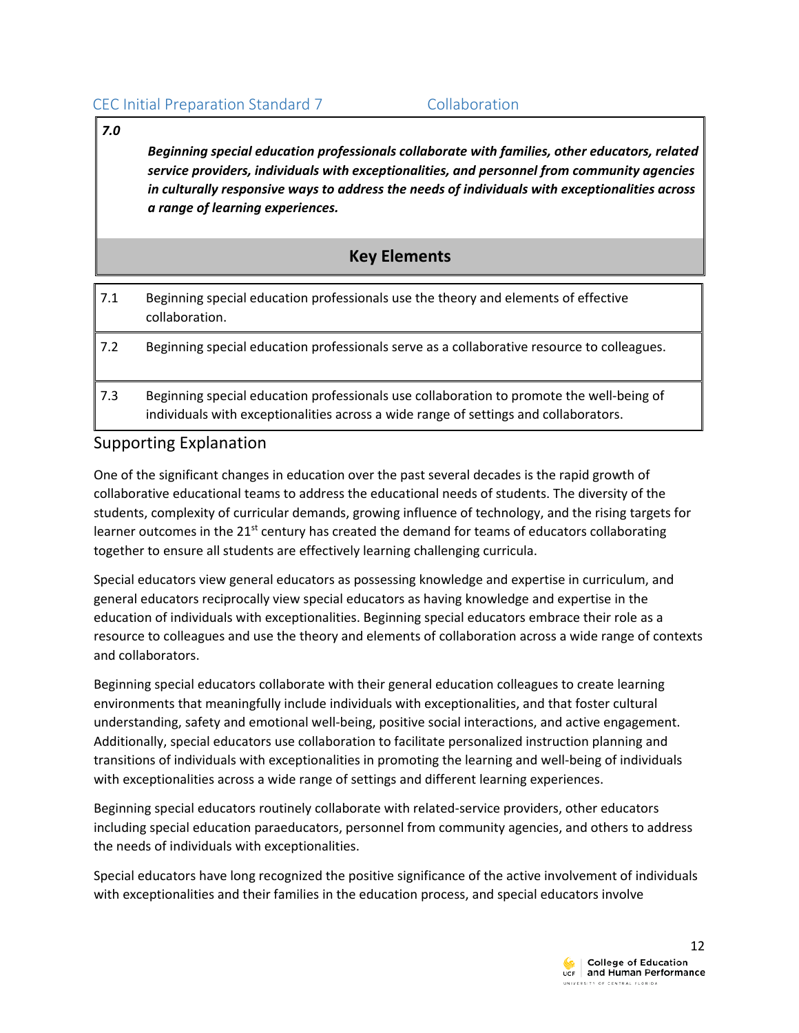## CEC Initial Preparation Standard 7 — Collaboration

| 7.0 | ***Beginning special education professionals collaborate with families, other educators, related service providers, individuals with exceptionalities, and personnel from community agencies in culturally responsive ways to address the needs of individuals with exceptionalities across a range of learning experiences.*** |
| --- | --- |
| | **Key Elements** |
| 7.1 | Beginning special education professionals use the theory and elements of effective collaboration. |
| 7.2 | Beginning special education professionals serve as a collaborative resource to colleagues. |
| 7.3 | Beginning special education professionals use collaboration to promote the well-being of individuals with exceptionalities across a wide range of settings and collaborators. |

### Supporting Explanation

One of the significant changes in education over the past several decades is the rapid growth of collaborative educational teams to address the educational needs of students. The diversity of the students, complexity of curricular demands, growing influence of technology, and the rising targets for learner outcomes in the 21st century has created the demand for teams of educators collaborating together to ensure all students are effectively learning challenging curricula.

Special educators view general educators as possessing knowledge and expertise in curriculum, and general educators reciprocally view special educators as having knowledge and expertise in the education of individuals with exceptionalities. Beginning special educators embrace their role as a resource to colleagues and use the theory and elements of collaboration across a wide range of contexts and collaborators.

Beginning special educators collaborate with their general education colleagues to create learning environments that meaningfully include individuals with exceptionalities, and that foster cultural understanding, safety and emotional well-being, positive social interactions, and active engagement. Additionally, special educators use collaboration to facilitate personalized instruction planning and transitions of individuals with exceptionalities in promoting the learning and well-being of individuals with exceptionalities across a wide range of settings and different learning experiences.

Beginning special educators routinely collaborate with related-service providers, other educators including special education paraeducators, personnel from community agencies, and others to address the needs of individuals with exceptionalities.

Special educators have long recognized the positive significance of the active involvement of individuals with exceptionalities and their families in the education process, and special educators involve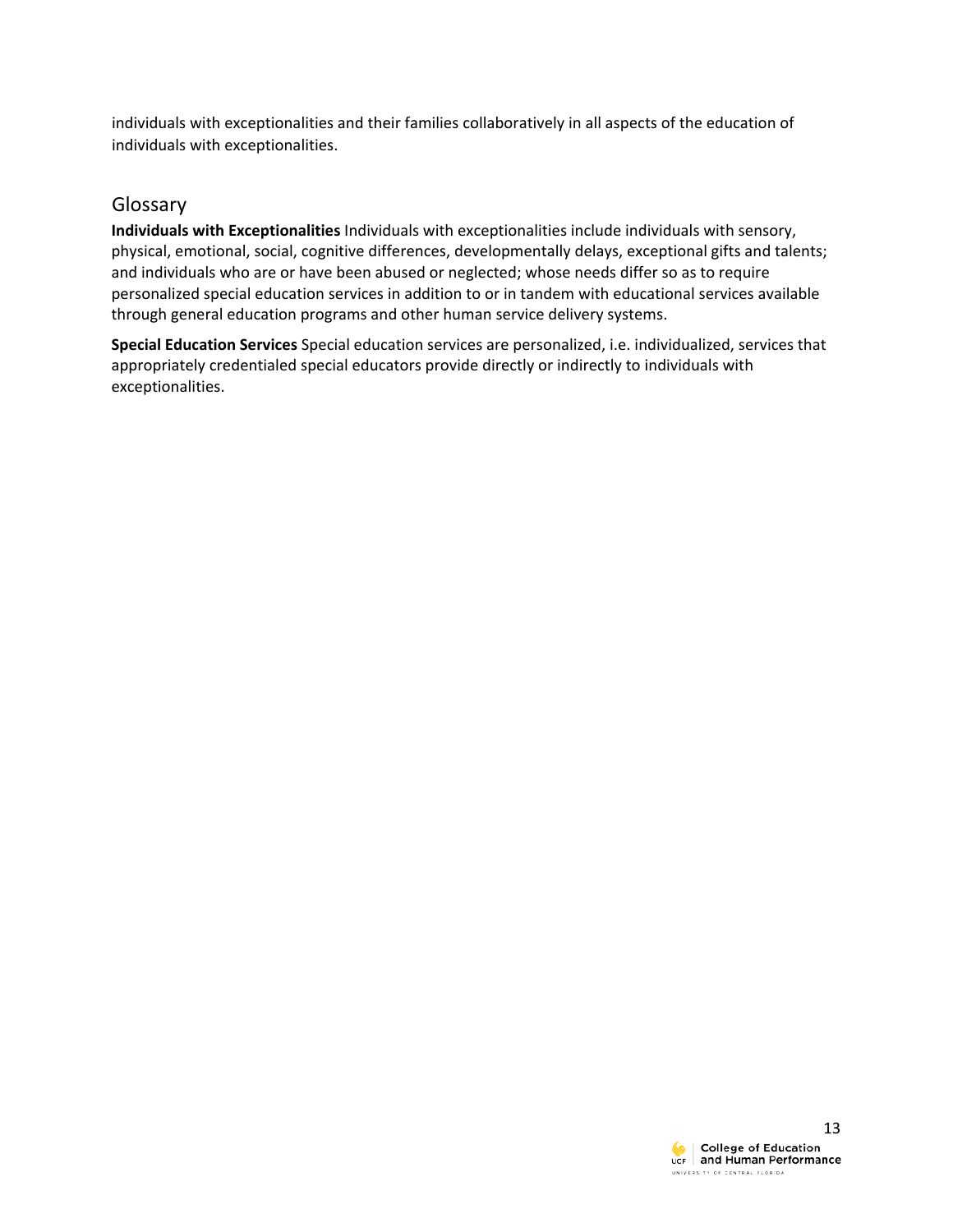individuals with exceptionalities and their families collaboratively in all aspects of the education of individuals with exceptionalities.

## Glossary

**Individuals with Exceptionalities** Individuals with exceptionalities include individuals with sensory, physical, emotional, social, cognitive differences, developmentally delays, exceptional gifts and talents; and individuals who are or have been abused or neglected; whose needs differ so as to require personalized special education services in addition to or in tandem with educational services available through general education programs and other human service delivery systems.

**Special Education Services** Special education services are personalized, i.e. individualized, services that appropriately credentialed special educators provide directly or indirectly to individuals with exceptionalities.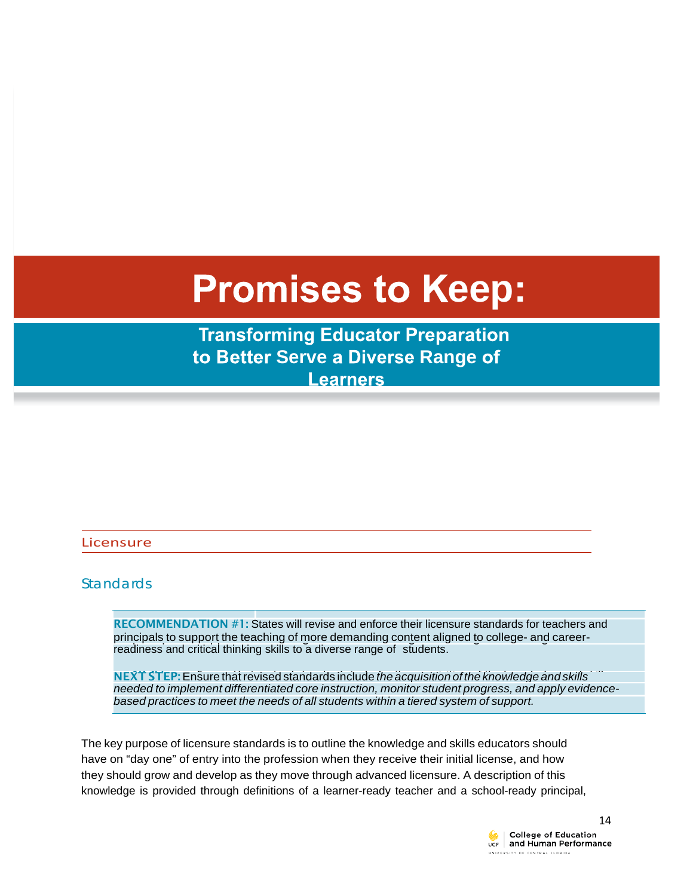# Promises to Keep:

## Transforming Educator Preparation to Better Serve a Diverse Range of Learners

### Licensure

### Standards

**RECOMMENDATION #1:** States will revise and enforce their licensure standards for teachers and principals to support the teaching of more demanding content aligned to college- and career-readiness and critical thinking skills to a diverse range of students.

**NEXT STEP:** Ensure that revised standards include *the acquisition of the knowledge and skills needed to implement differentiated core instruction, monitor student progress, and apply evidence-based practices to meet the needs of all students within a tiered system of support.*

The key purpose of licensure standards is to outline the knowledge and skills educators should have on "day one" of entry into the profession when they receive their initial license, and how they should grow and develop as they move through advanced licensure. A description of this knowledge is provided through definitions of a learner-ready teacher and a school-ready principal,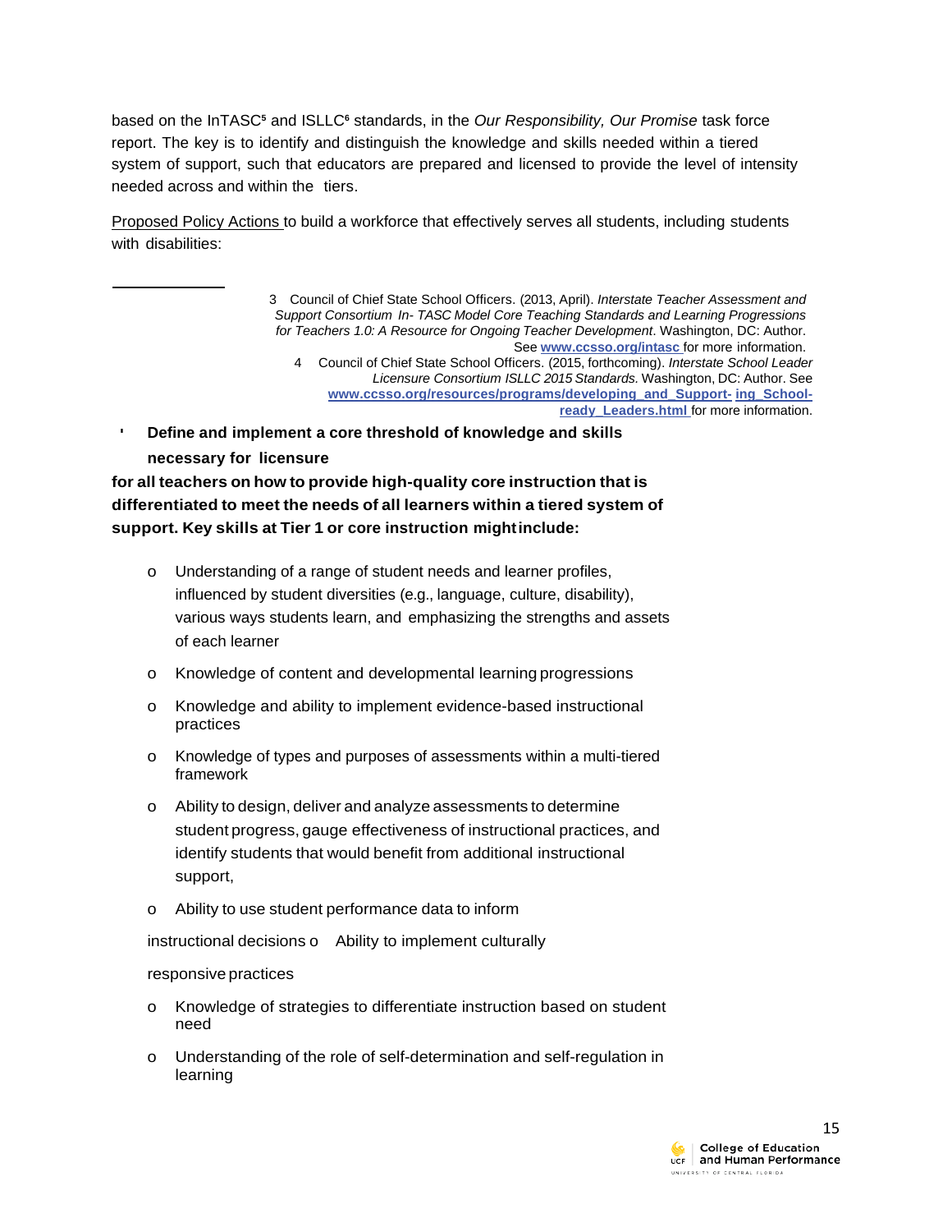based on the InTASC[5] and ISLLC[6] standards, in the *Our Responsibility, Our Promise* task force report. The key is to identify and distinguish the knowledge and skills needed within a tiered system of support, such that educators are prepared and licensed to provide the level of intensity needed across and within the tiers.

Proposed Policy Actions to build a workforce that effectively serves all students, including students with disabilities:

- **Define and implement a core threshold of knowledge and skills necessary for licensure for all teachers on how to provide high-quality core instruction that is differentiated to meet the needs of all learners within a tiered system of support. Key skills at Tier 1 or core instruction might include:**
    - Understanding of a range of student needs and learner profiles, influenced by student diversities (e.g., language, culture, disability), various ways students learn, and emphasizing the strengths and assets of each learner
    - Knowledge of content and developmental learning progressions
    - Knowledge and ability to implement evidence-based instructional practices
    - Knowledge of types and purposes of assessments within a multi-tiered framework
    - Ability to design, deliver and analyze assessments to determine student progress, gauge effectiveness of instructional practices, and identify students that would benefit from additional instructional support,
    - Ability to use student performance data to inform instructional decisions
    - Ability to implement culturally responsive practices
    - Knowledge of strategies to differentiate instruction based on student need
    - Understanding of the role of self-determination and self-regulation in learning

---

3 Council of Chief State School Officers. (2013, April). *Interstate Teacher Assessment and Support Consortium In- TASC Model Core Teaching Standards and Learning Progressions for Teachers 1.0: A Resource for Ongoing Teacher Development*. Washington, DC: Author. See www.ccsso.org/intasc for more information.

4 Council of Chief State School Officers. (2015, forthcoming). *Interstate School Leader Licensure Consortium ISLLC 2015 Standards.* Washington, DC: Author. See www.ccsso.org/resources/programs/developing_and_Support-ing_School-ready_Leaders.html for more information.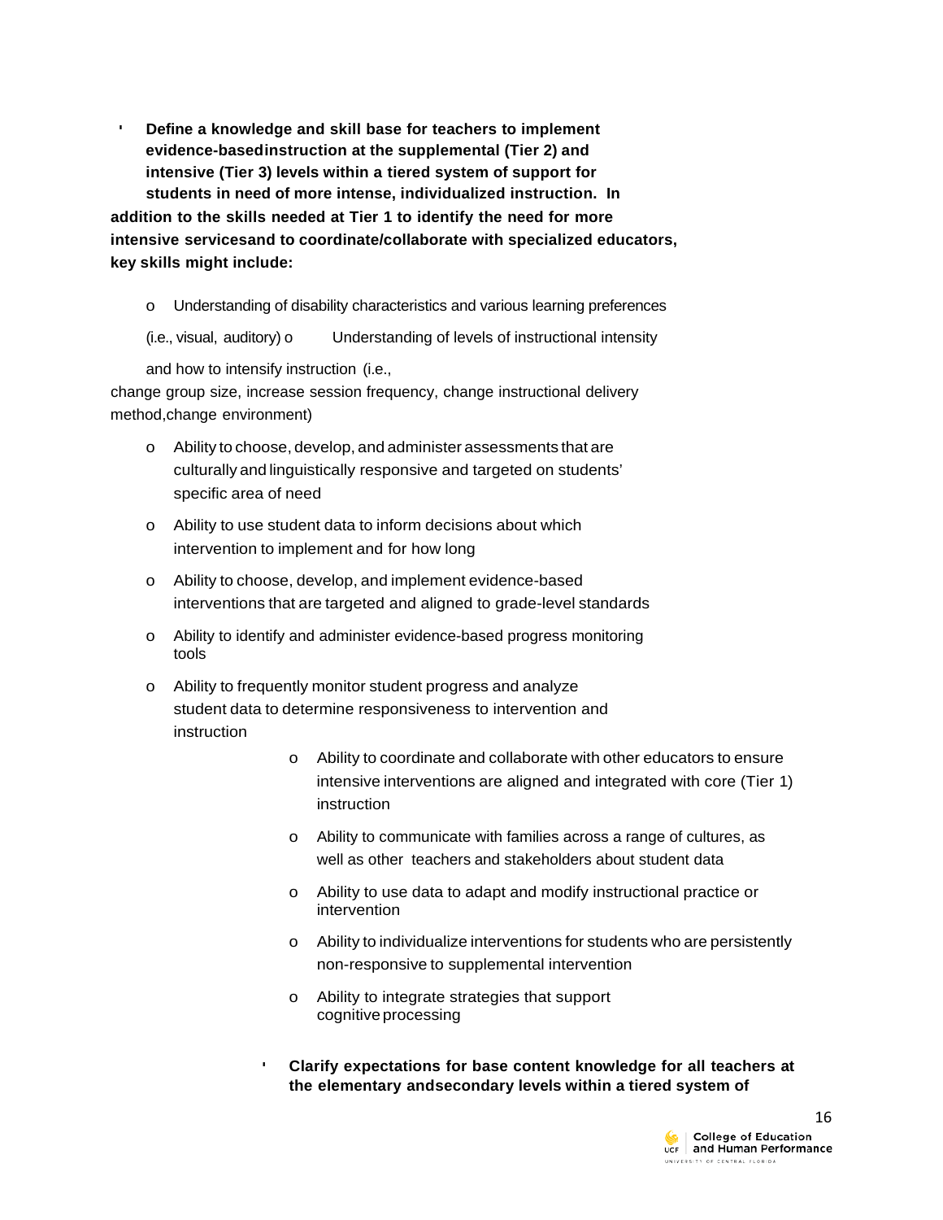- **Define a knowledge and skill base for teachers to implement evidence-basedinstruction at the supplemental (Tier 2) and intensive (Tier 3) levels within a tiered system of support for students in need of more intense, individualized instruction. In addition to the skills needed at Tier 1 to identify the need for more intensive servicesand to coordinate/collaborate with specialized educators, key skills might include:**

    - Understanding of disability characteristics and various learning preferences (i.e., visual, auditory)
    - Understanding of levels of instructional intensity and how to intensify instruction (i.e., change group size, increase session frequency, change instructional delivery method,change environment)
    - Ability to choose, develop, and administer assessments that are culturally and linguistically responsive and targeted on students' specific area of need
    - Ability to use student data to inform decisions about which intervention to implement and for how long
    - Ability to choose, develop, and implement evidence-based interventions that are targeted and aligned to grade-level standards
    - Ability to identify and administer evidence-based progress monitoring tools
    - Ability to frequently monitor student progress and analyze student data to determine responsiveness to intervention and instruction
    - Ability to coordinate and collaborate with other educators to ensure intensive interventions are aligned and integrated with core (Tier 1) instruction
    - Ability to communicate with families across a range of cultures, as well as other teachers and stakeholders about student data
    - Ability to use data to adapt and modify instructional practice or intervention
    - Ability to individualize interventions for students who are persistently non-responsive to supplemental intervention
    - Ability to integrate strategies that support cognitive processing

- **Clarify expectations for base content knowledge for all teachers at the elementary andsecondary levels within a tiered system of**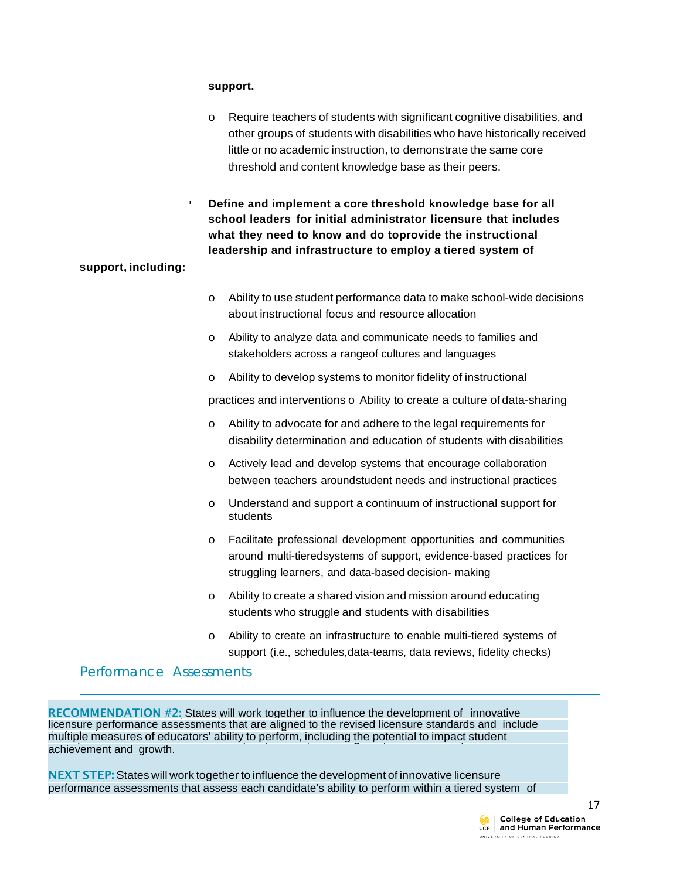**support.**

- Require teachers of students with significant cognitive disabilities, and other groups of students with disabilities who have historically received little or no academic instruction, to demonstrate the same core threshold and content knowledge base as their peers.

- **Define and implement a core threshold knowledge base for all school leaders for initial administrator licensure that includes what they need to know and do to provide the instructional leadership and infrastructure to employ a tiered system of support, including:**

  - Ability to use student performance data to make school-wide decisions about instructional focus and resource allocation
  - Ability to analyze data and communicate needs to families and stakeholders across a range of cultures and languages
  - Ability to develop systems to monitor fidelity of instructional practices and interventions
  - Ability to create a culture of data-sharing
  - Ability to advocate for and adhere to the legal requirements for disability determination and education of students with disabilities
  - Actively lead and develop systems that encourage collaboration between teachers around student needs and instructional practices
  - Understand and support a continuum of instructional support for students
  - Facilitate professional development opportunities and communities around multi-tiered systems of support, evidence-based practices for struggling learners, and data-based decision- making
  - Ability to create a shared vision and mission around educating students who struggle and students with disabilities
  - Ability to create an infrastructure to enable multi-tiered systems of support (i.e., schedules, data-teams, data reviews, fidelity checks)

## Performance Assessments

**RECOMMENDATION #2:** States will work together to influence the development of innovative licensure performance assessments that are aligned to the revised licensure standards and include multiple measures of educators' ability to perform, including the potential to impact student achievement and growth.

**NEXT STEP:** States will work together to influence the development of innovative licensure performance assessments that assess each candidate's ability to perform within a tiered system of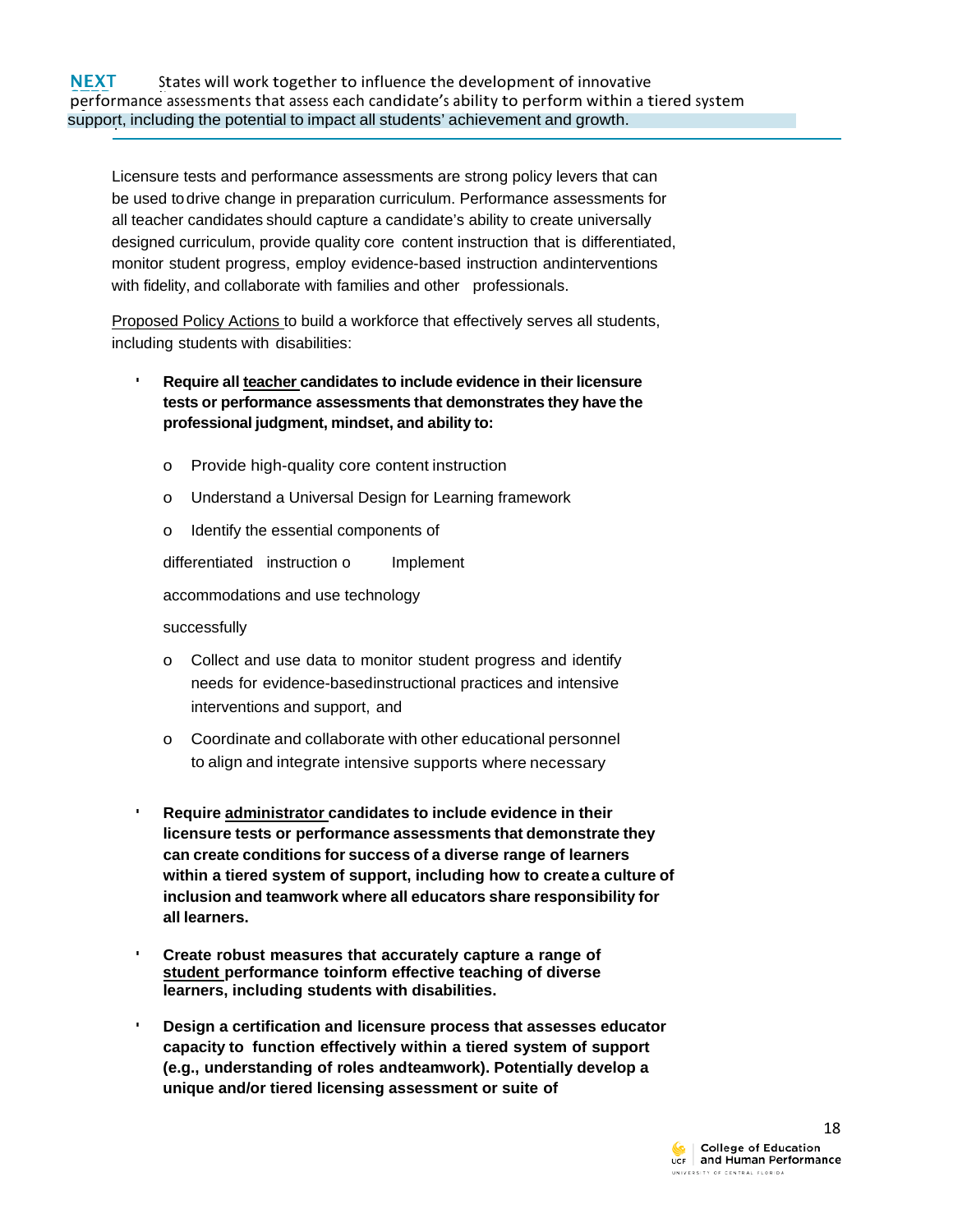**NEXT** States will work together to influence the development of innovative performance assessments that assess each candidate's ability to perform within a tiered system support, including the potential to impact all students' achievement and growth.

Licensure tests and performance assessments are strong policy levers that can be used to drive change in preparation curriculum. Performance assessments for all teacher candidates should capture a candidate's ability to create universally designed curriculum, provide quality core content instruction that is differentiated, monitor student progress, employ evidence-based instruction and interventions with fidelity, and collaborate with families and other professionals.

Proposed Policy Actions to build a workforce that effectively serves all students, including students with disabilities:

- **Require all teacher candidates to include evidence in their licensure tests or performance assessments that demonstrates they have the professional judgment, mindset, and ability to:**
  - Provide high-quality core content instruction
  - Understand a Universal Design for Learning framework
  - Identify the essential components of differentiated instruction
  - Implement accommodations and use technology successfully
  - Collect and use data to monitor student progress and identify needs for evidence-based instructional practices and intensive interventions and support, and
  - Coordinate and collaborate with other educational personnel to align and integrate intensive supports where necessary

- **Require administrator candidates to include evidence in their licensure tests or performance assessments that demonstrate they can create conditions for success of a diverse range of learners within a tiered system of support, including how to create a culture of inclusion and teamwork where all educators share responsibility for all learners.**

- **Create robust measures that accurately capture a range of student performance to inform effective teaching of diverse learners, including students with disabilities.**

- **Design a certification and licensure process that assesses educator capacity to function effectively within a tiered system of support (e.g., understanding of roles and teamwork). Potentially develop a unique and/or tiered licensing assessment or suite of**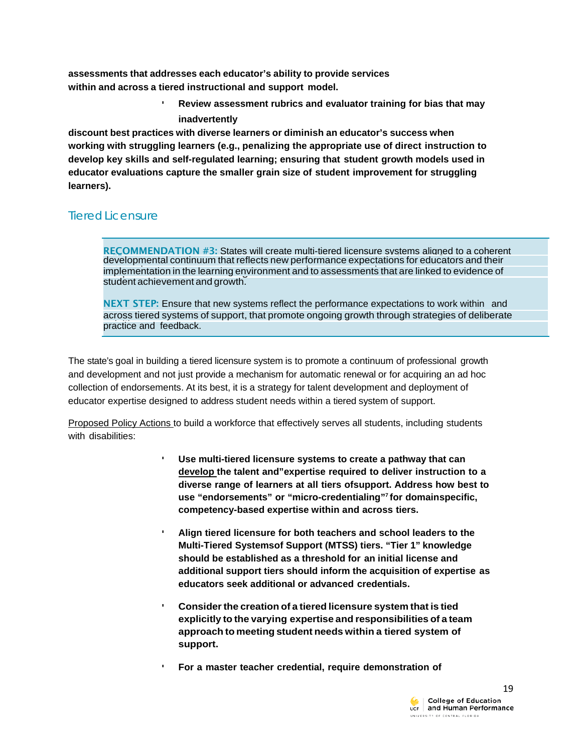**assessments that addresses each educator's ability to provide services within and across a tiered instructional and support model.**

- **Review assessment rubrics and evaluator training for bias that may inadvertently discount best practices with diverse learners or diminish an educator's success when working with struggling learners (e.g., penalizing the appropriate use of direct instruction to develop key skills and self-regulated learning; ensuring that student growth models used in educator evaluations capture the smaller grain size of student improvement for struggling learners).**

## Tiered Licensure

> **RECOMMENDATION #3:** States will create multi-tiered licensure systems aligned to a coherent developmental continuum that reflects new performance expectations for educators and their implementation in the learning environment and to assessments that are linked to evidence of student achievement and growth.
>
> **NEXT STEP:** Ensure that new systems reflect the performance expectations to work within and across tiered systems of support, that promote ongoing growth through strategies of deliberate practice and feedback.

The state's goal in building a tiered licensure system is to promote a continuum of professional growth and development and not just provide a mechanism for automatic renewal or for acquiring an ad hoc collection of endorsements. At its best, it is a strategy for talent development and deployment of educator expertise designed to address student needs within a tiered system of support.

Proposed Policy Actions to build a workforce that effectively serves all students, including students with disabilities:

- **Use multi-tiered licensure systems to create a pathway that can develop the talent and"expertise required to deliver instruction to a diverse range of learners at all tiers ofsupport. Address how best to use "endorsements" or "micro-credentialing"[7] for domainspecific, competency-based expertise within and across tiers.**
- **Align tiered licensure for both teachers and school leaders to the Multi-Tiered Systemsof Support (MTSS) tiers. "Tier 1" knowledge should be established as a threshold for an initial license and additional support tiers should inform the acquisition of expertise as educators seek additional or advanced credentials.**
- **Consider the creation of a tiered licensure system that is tied explicitly to the varying expertise and responsibilities of a team approach to meeting student needs within a tiered system of support.**
- **For a master teacher credential, require demonstration of**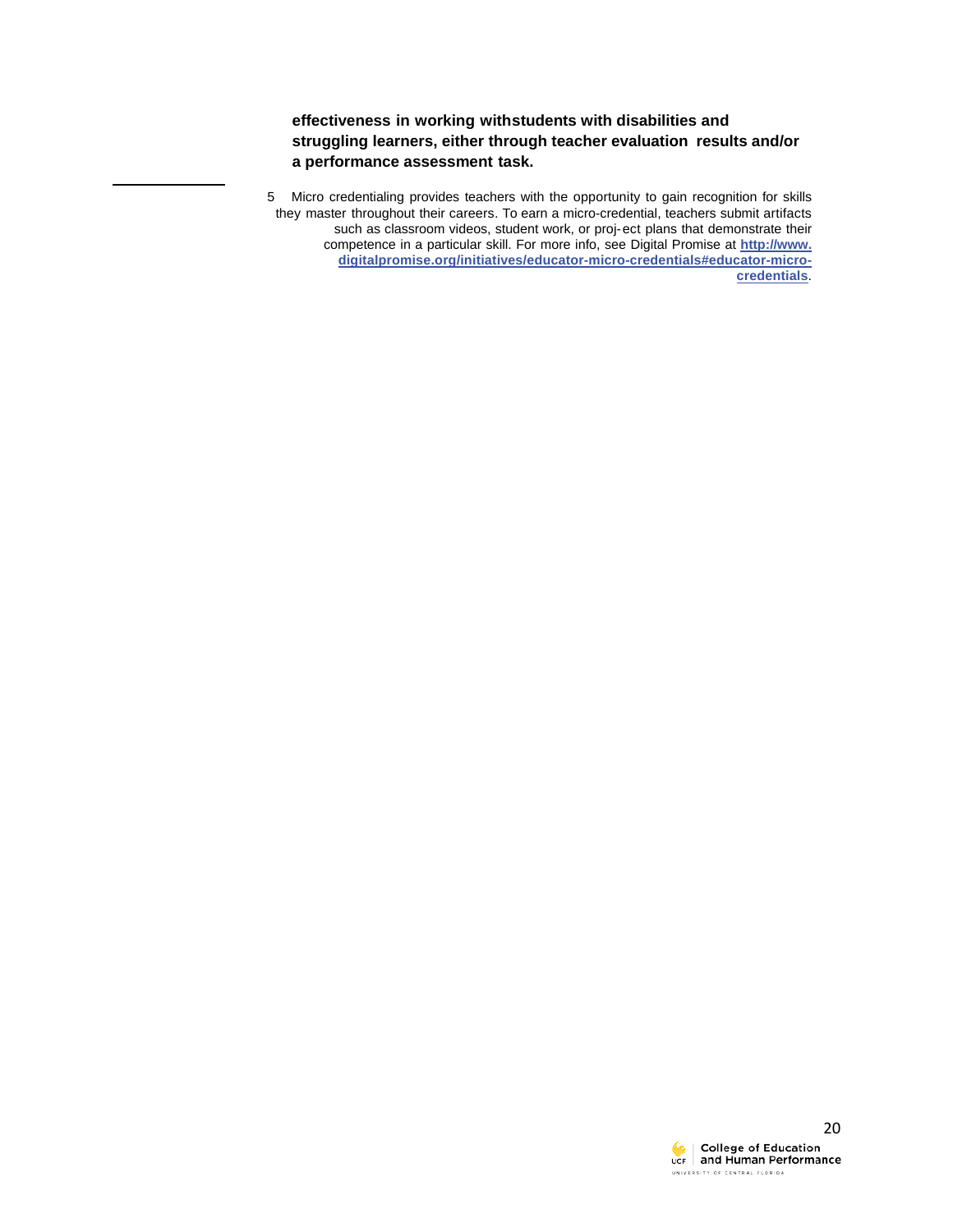**effectiveness in working withstudents with disabilities and struggling learners, either through teacher evaluation results and/or a performance assessment task.**

---

5 Micro credentialing provides teachers with the opportunity to gain recognition for skills they master throughout their careers. To earn a micro-credential, teachers submit artifacts such as classroom videos, student work, or proj-ect plans that demonstrate their competence in a particular skill. For more info, see Digital Promise at [http://www.digitalpromise.org/initiatives/educator-micro-credentials#educator-micro-credentials](http://www.digitalpromise.org/initiatives/educator-micro-credentials#educator-micro-credentials).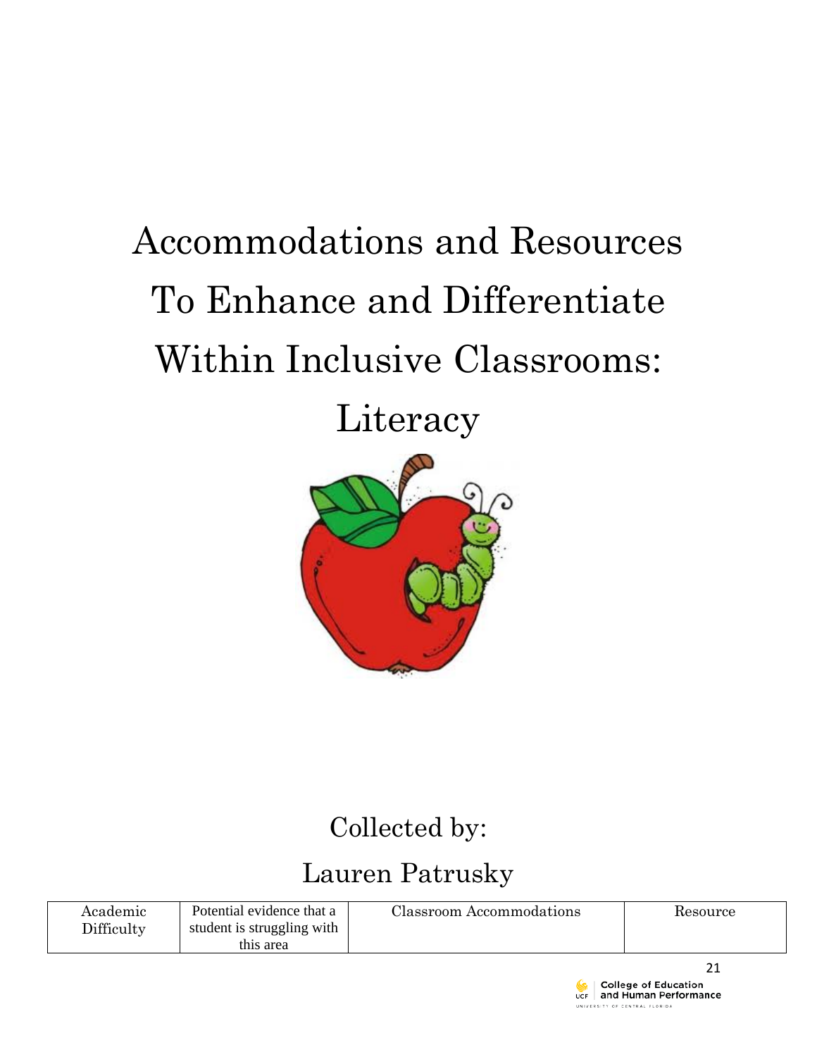# Accommodations and Resources To Enhance and Differentiate Within Inclusive Classrooms: Literacy

Collected by:

Lauren Patrusky

| Academic Difficulty | Potential evidence that a student is struggling with this area | Classroom Accommodations | Resource |
|---|---|---|---|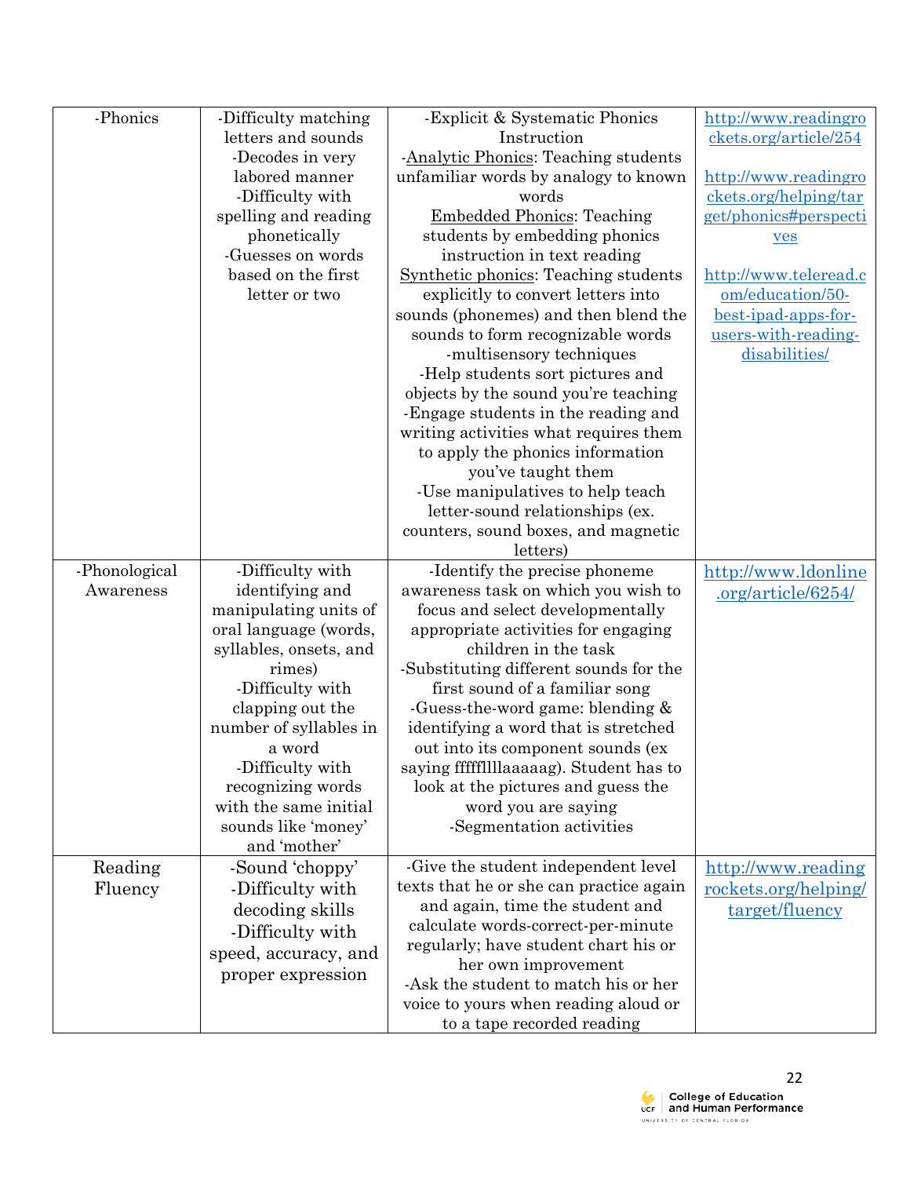| -Phonics | -Difficulty matching letters and sounds<br>-Decodes in very labored manner<br>-Difficulty with spelling and reading phonetically<br>-Guesses on words based on the first letter or two | -Explicit & Systematic Phonics Instruction<br>-Analytic Phonics: Teaching students unfamiliar words by analogy to known words<br>Embedded Phonics: Teaching students by embedding phonics instruction in text reading<br>Synthetic phonics: Teaching students explicitly to convert letters into sounds (phonemes) and then blend the sounds to form recognizable words<br>-multisensory techniques<br>-Help students sort pictures and objects by the sound you're teaching<br>-Engage students in the reading and writing activities what requires them to apply the phonics information you've taught them<br>-Use manipulatives to help teach letter-sound relationships (ex. counters, sound boxes, and magnetic letters) | http://www.readingrockets.org/article/254<br><br>http://www.readingrockets.org/helping/target/phonics#perspectives<br><br>http://www.teleread.com/education/50-best-ipad-apps-for-users-with-reading-disabilities/ |
|---|---|---|---|
| -Phonological Awareness | -Difficulty with identifying and manipulating units of oral language (words, syllables, onsets, and rimes)<br>-Difficulty with clapping out the number of syllables in a word<br>-Difficulty with recognizing words with the same initial sounds like 'money' and 'mother' | -Identify the precise phoneme awareness task on which you wish to focus and select developmentally appropriate activities for engaging children in the task<br>-Substituting different sounds for the first sound of a familiar song<br>-Guess-the-word game: blending & identifying a word that is stretched out into its component sounds (ex saying ffffflllaaaaag). Student has to look at the pictures and guess the word you are saying<br>-Segmentation activities | http://www.ldonline.org/article/6254/ |
| Reading Fluency | -Sound 'choppy'<br>-Difficulty with decoding skills<br>-Difficulty with speed, accuracy, and proper expression | -Give the student independent level texts that he or she can practice again and again, time the student and calculate words-correct-per-minute regularly; have student chart his or her own improvement<br>-Ask the student to match his or her voice to yours when reading aloud or to a tape recorded reading | http://www.readingrockets.org/helping/target/fluency |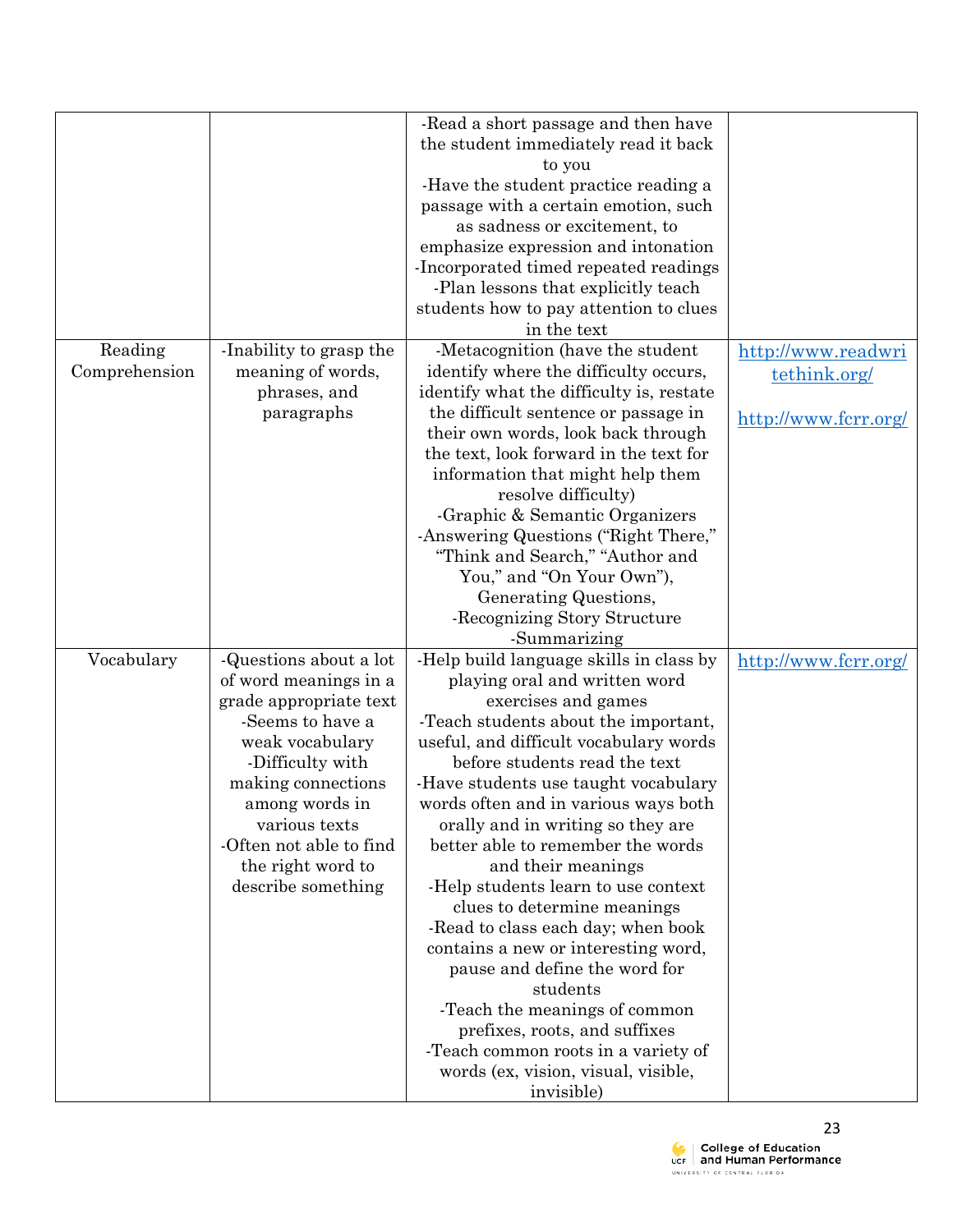|  |  | -Read a short passage and then have the student immediately read it back to you<br>-Have the student practice reading a passage with a certain emotion, such as sadness or excitement, to emphasize expression and intonation<br>-Incorporated timed repeated readings<br>-Plan lessons that explicitly teach students how to pay attention to clues in the text |  |
|---|---|---|---|
| Reading Comprehension | -Inability to grasp the meaning of words, phrases, and paragraphs | -Metacognition (have the student identify where the difficulty occurs, identify what the difficulty is, restate the difficult sentence or passage in their own words, look back through the text, look forward in the text for information that might help them resolve difficulty)<br>-Graphic & Semantic Organizers<br>-Answering Questions ("Right There," "Think and Search," "Author and You," and "On Your Own"), Generating Questions,<br>-Recognizing Story Structure<br>-Summarizing | http://www.readwritethink.org/<br><br>http://www.fcrr.org/ |
| Vocabulary | -Questions about a lot of word meanings in a grade appropriate text<br>-Seems to have a weak vocabulary<br>-Difficulty with making connections among words in various texts<br>-Often not able to find the right word to describe something | -Help build language skills in class by playing oral and written word exercises and games<br>-Teach students about the important, useful, and difficult vocabulary words before students read the text<br>-Have students use taught vocabulary words often and in various ways both orally and in writing so they are better able to remember the words and their meanings<br>-Help students learn to use context clues to determine meanings<br>-Read to class each day; when book contains a new or interesting word, pause and define the word for students<br>-Teach the meanings of common prefixes, roots, and suffixes<br>-Teach common roots in a variety of words (ex, vision, visual, visible, invisible) | http://www.fcrr.org/ |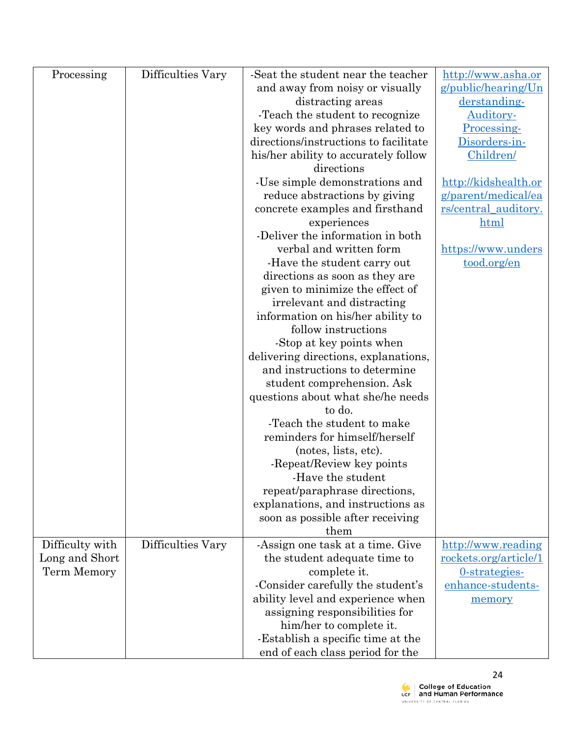| | | | |
|---|---|---|---|
| Processing | Difficulties Vary | -Seat the student near the teacher and away from noisy or visually distracting areas<br>-Teach the student to recognize key words and phrases related to directions/instructions to facilitate his/her ability to accurately follow directions<br>-Use simple demonstrations and reduce abstractions by giving concrete examples and firsthand experiences<br>-Deliver the information in both verbal and written form<br>-Have the student carry out directions as soon as they are given to minimize the effect of irrelevant and distracting information on his/her ability to follow instructions<br>-Stop at key points when delivering directions, explanations, and instructions to determine student comprehension. Ask questions about what she/he needs to do.<br>-Teach the student to make reminders for himself/herself (notes, lists, etc).<br>-Repeat/Review key points<br>-Have the student repeat/paraphrase directions, explanations, and instructions as soon as possible after receiving them | http://www.asha.org/public/hearing/Understanding-Auditory-Processing-Disorders-in-Children/<br><br>http://kidshealth.org/parent/medical/ears/central_auditory.html<br><br>https://www.understood.org/en |
| Difficulty with Long and Short Term Memory | Difficulties Vary | -Assign one task at a time. Give the student adequate time to complete it.<br>-Consider carefully the student's ability level and experience when assigning responsibilities for him/her to complete it.<br>-Establish a specific time at the end of each class period for the | http://www.readingrockets.org/article/10-strategies-enhance-students-memory |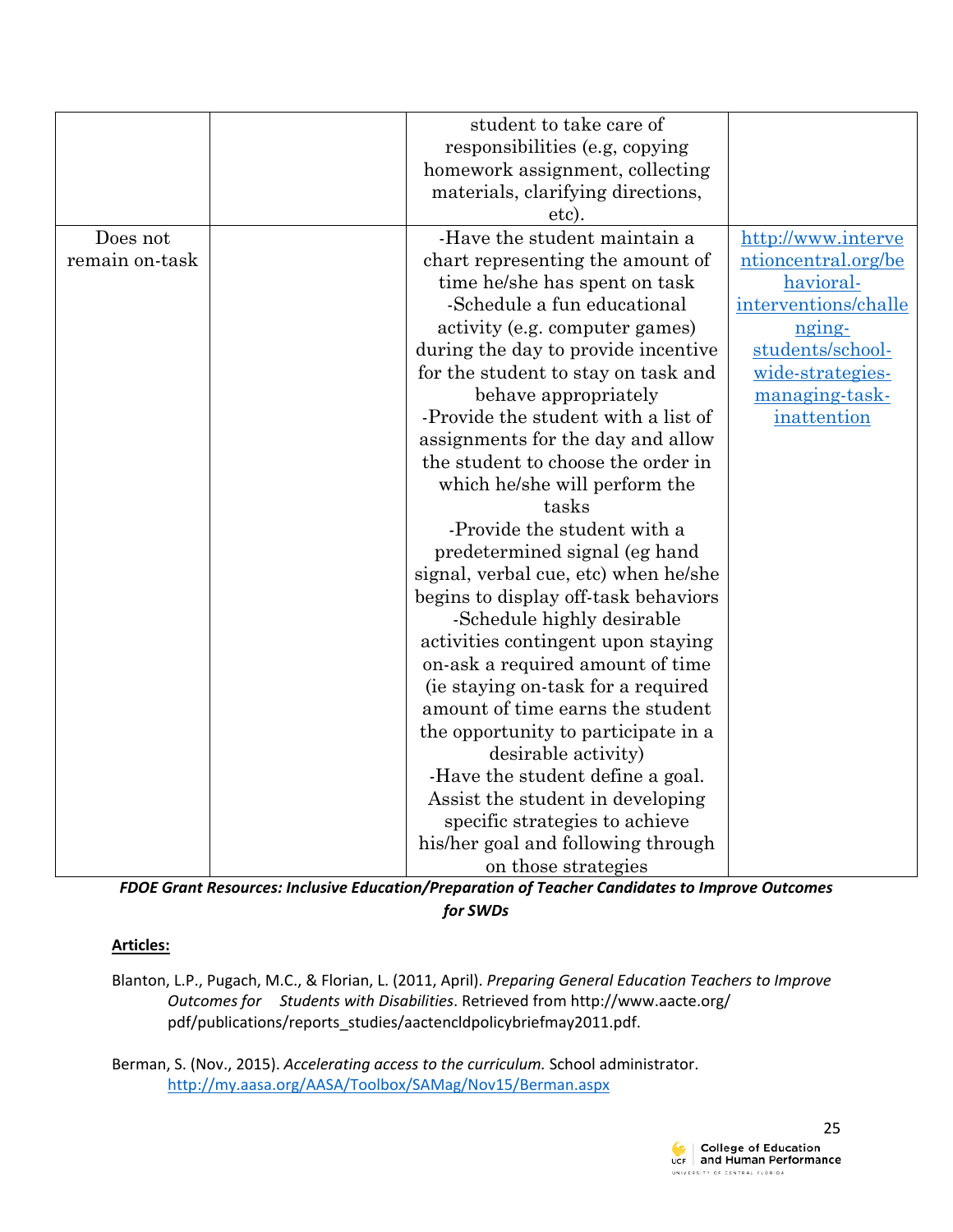| | | student to take care of responsibilities (e.g, copying homework assignment, collecting materials, clarifying directions, etc). | |
|---|---|---|---|
| Does not remain on-task | | -Have the student maintain a chart representing the amount of time he/she has spent on task<br>-Schedule a fun educational activity (e.g. computer games) during the day to provide incentive for the student to stay on task and behave appropriately<br>-Provide the student with a list of assignments for the day and allow the student to choose the order in which he/she will perform the tasks<br>-Provide the student with a predetermined signal (eg hand signal, verbal cue, etc) when he/she begins to display off-task behaviors<br>-Schedule highly desirable activities contingent upon staying on-ask a required amount of time (ie staying on-task for a required amount of time earns the student the opportunity to participate in a desirable activity)<br>-Have the student define a goal. Assist the student in developing specific strategies to achieve his/her goal and following through on those strategies | http://www.interventioncentral.org/behavioral-interventions/challenging-students/school-wide-strategies-managing-task-inattention |

***FDOE Grant Resources: Inclusive Education/Preparation of Teacher Candidates to Improve Outcomes for SWDs***

**Articles:**

Blanton, L.P., Pugach, M.C., & Florian, L. (2011, April). *Preparing General Education Teachers to Improve Outcomes for Students with Disabilities*. Retrieved from http://www.aacte.org/pdf/publications/reports_studies/aactencldpolicybriefmay2011.pdf.

Berman, S. (Nov., 2015). *Accelerating access to the curriculum.* School administrator. http://my.aasa.org/AASA/Toolbox/SAMag/Nov15/Berman.aspx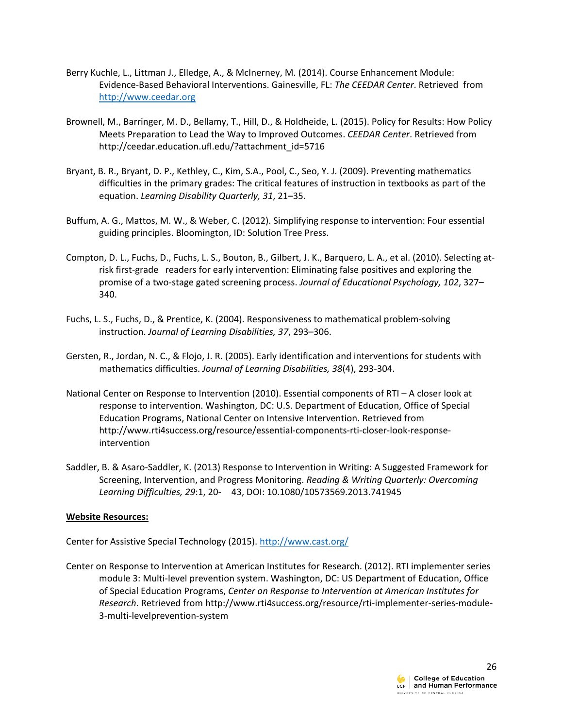Berry Kuchle, L., Littman J., Elledge, A., & McInerney, M. (2014). Course Enhancement Module: Evidence-Based Behavioral Interventions. Gainesville, FL: *The CEEDAR Center*. Retrieved from http://www.ceedar.org

Brownell, M., Barringer, M. D., Bellamy, T., Hill, D., & Holdheide, L. (2015). Policy for Results: How Policy Meets Preparation to Lead the Way to Improved Outcomes. *CEEDAR Center*. Retrieved from http://ceedar.education.ufl.edu/?attachment_id=5716

Bryant, B. R., Bryant, D. P., Kethley, C., Kim, S.A., Pool, C., Seo, Y. J. (2009). Preventing mathematics difficulties in the primary grades: The critical features of instruction in textbooks as part of the equation. *Learning Disability Quarterly, 31*, 21–35.

Buffum, A. G., Mattos, M. W., & Weber, C. (2012). Simplifying response to intervention: Four essential guiding principles. Bloomington, ID: Solution Tree Press.

Compton, D. L., Fuchs, D., Fuchs, L. S., Bouton, B., Gilbert, J. K., Barquero, L. A., et al. (2010). Selecting at-risk first-grade readers for early intervention: Eliminating false positives and exploring the promise of a two-stage gated screening process. *Journal of Educational Psychology, 102*, 327–340.

Fuchs, L. S., Fuchs, D., & Prentice, K. (2004). Responsiveness to mathematical problem-solving instruction. *Journal of Learning Disabilities, 37*, 293–306.

Gersten, R., Jordan, N. C., & Flojo, J. R. (2005). Early identification and interventions for students with mathematics difficulties. *Journal of Learning Disabilities, 38*(4), 293-304.

National Center on Response to Intervention (2010). Essential components of RTI – A closer look at response to intervention. Washington, DC: U.S. Department of Education, Office of Special Education Programs, National Center on Intensive Intervention. Retrieved from http://www.rti4success.org/resource/essential-components-rti-closer-look-response-intervention

Saddler, B. & Asaro-Saddler, K. (2013) Response to Intervention in Writing: A Suggested Framework for Screening, Intervention, and Progress Monitoring. *Reading & Writing Quarterly: Overcoming Learning Difficulties, 29*:1, 20- 43, DOI: 10.1080/10573569.2013.741945

**Website Resources:**

Center for Assistive Special Technology (2015). http://www.cast.org/

Center on Response to Intervention at American Institutes for Research. (2012). RTI implementer series module 3: Multi-level prevention system. Washington, DC: US Department of Education, Office of Special Education Programs, *Center on Response to Intervention at American Institutes for Research*. Retrieved from http://www.rti4success.org/resource/rti-implementer-series-module-3-multi-levelprevention-system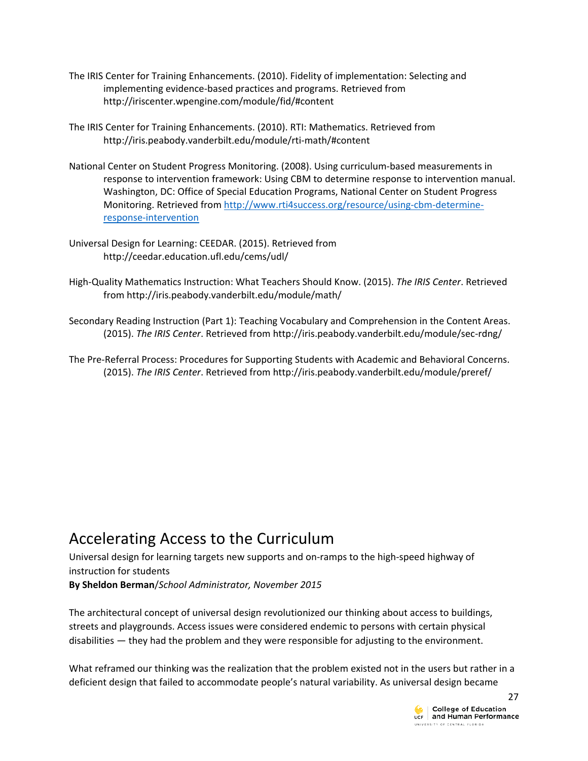The IRIS Center for Training Enhancements. (2010). Fidelity of implementation: Selecting and implementing evidence-based practices and programs. Retrieved from http://iriscenter.wpengine.com/module/fid/#content

The IRIS Center for Training Enhancements. (2010). RTI: Mathematics. Retrieved from http://iris.peabody.vanderbilt.edu/module/rti-math/#content

National Center on Student Progress Monitoring. (2008). Using curriculum-based measurements in response to intervention framework: Using CBM to determine response to intervention manual. Washington, DC: Office of Special Education Programs, National Center on Student Progress Monitoring. Retrieved from [http://www.rti4success.org/resource/using-cbm-determine-response-intervention](http://www.rti4success.org/resource/using-cbm-determine-response-intervention)

Universal Design for Learning: CEEDAR. (2015). Retrieved from http://ceedar.education.ufl.edu/cems/udl/

High-Quality Mathematics Instruction: What Teachers Should Know. (2015). *The IRIS Center*. Retrieved from http://iris.peabody.vanderbilt.edu/module/math/

Secondary Reading Instruction (Part 1): Teaching Vocabulary and Comprehension in the Content Areas. (2015). *The IRIS Center*. Retrieved from http://iris.peabody.vanderbilt.edu/module/sec-rdng/

The Pre-Referral Process: Procedures for Supporting Students with Academic and Behavioral Concerns. (2015). *The IRIS Center*. Retrieved from http://iris.peabody.vanderbilt.edu/module/preref/

# Accelerating Access to the Curriculum

Universal design for learning targets new supports and on-ramps to the high-speed highway of instruction for students

**By Sheldon Berman**/*School Administrator, November 2015*

The architectural concept of universal design revolutionized our thinking about access to buildings, streets and playgrounds. Access issues were considered endemic to persons with certain physical disabilities — they had the problem and they were responsible for adjusting to the environment.

What reframed our thinking was the realization that the problem existed not in the users but rather in a deficient design that failed to accommodate people's natural variability. As universal design became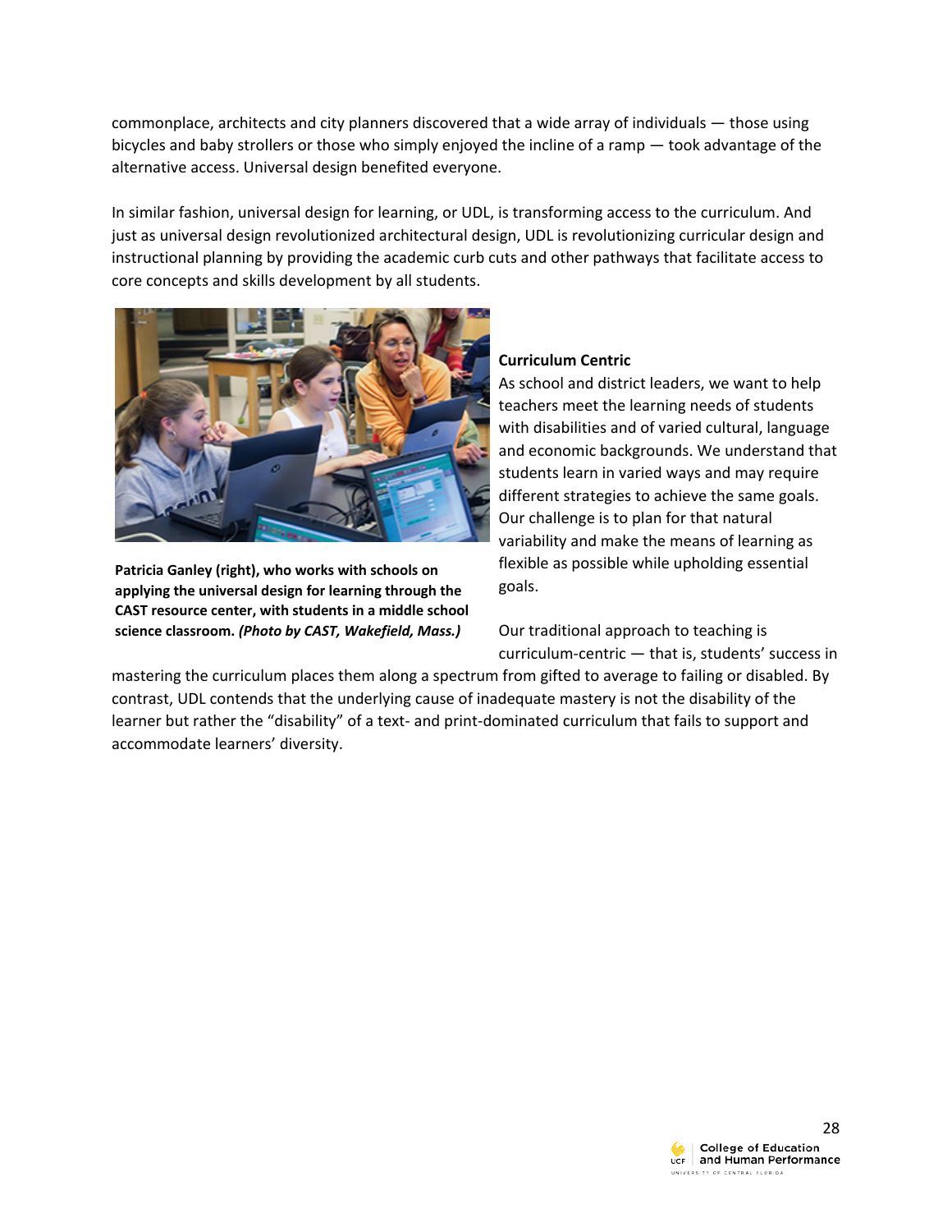commonplace, architects and city planners discovered that a wide array of individuals — those using bicycles and baby strollers or those who simply enjoyed the incline of a ramp — took advantage of the alternative access. Universal design benefited everyone.

In similar fashion, universal design for learning, or UDL, is transforming access to the curriculum. And just as universal design revolutionized architectural design, UDL is revolutionizing curricular design and instructional planning by providing the academic curb cuts and other pathways that facilitate access to core concepts and skills development by all students.

**Patricia Ganley (right), who works with schools on applying the universal design for learning through the CAST resource center, with students in a middle school science classroom. *(Photo by CAST, Wakefield, Mass.)***

**Curriculum Centric**

As school and district leaders, we want to help teachers meet the learning needs of students with disabilities and of varied cultural, language and economic backgrounds. We understand that students learn in varied ways and may require different strategies to achieve the same goals. Our challenge is to plan for that natural variability and make the means of learning as flexible as possible while upholding essential goals.

Our traditional approach to teaching is curriculum-centric — that is, students' success in mastering the curriculum places them along a spectrum from gifted to average to failing or disabled. By contrast, UDL contends that the underlying cause of inadequate mastery is not the disability of the learner but rather the "disability" of a text- and print-dominated curriculum that fails to support and accommodate learners' diversity.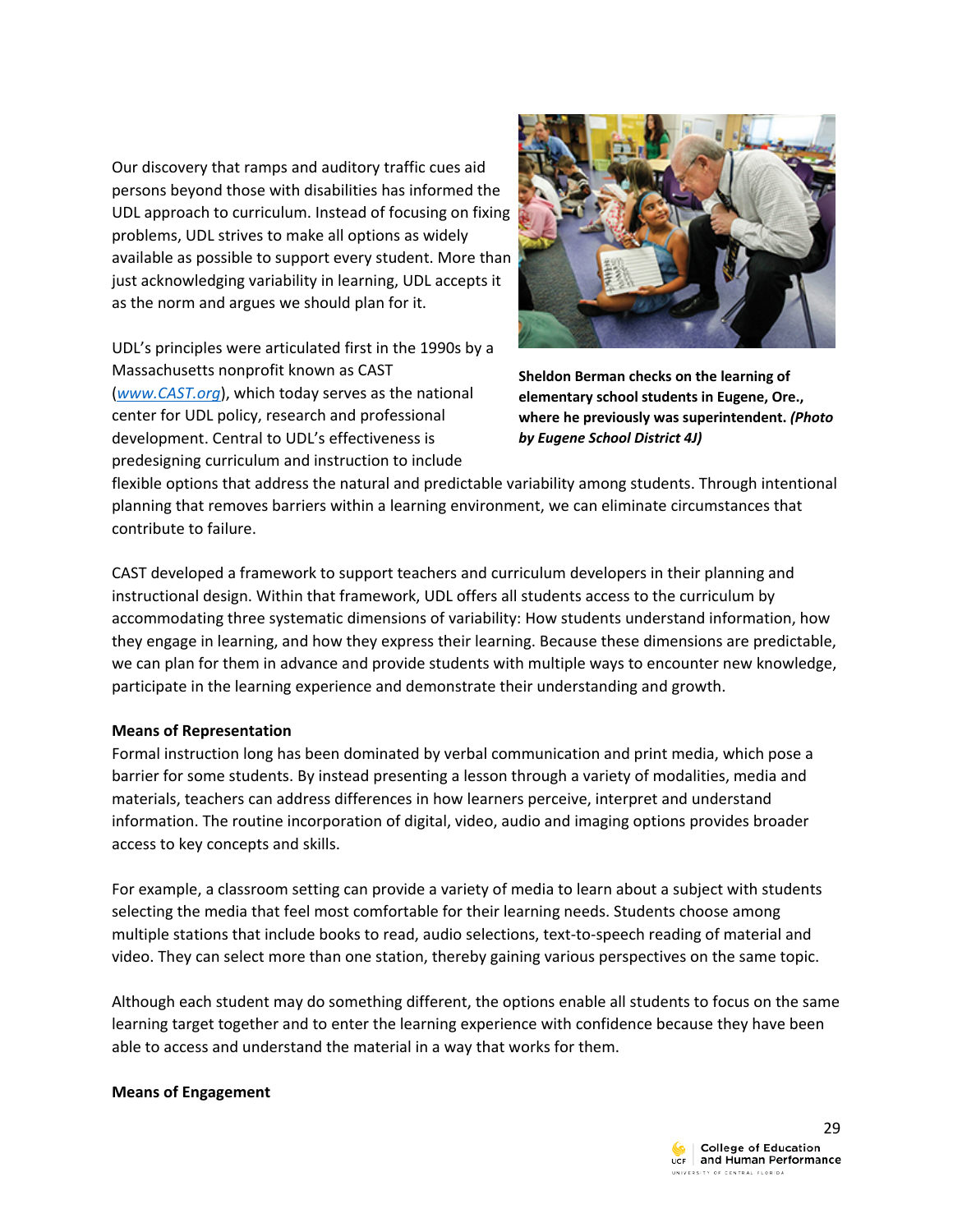Our discovery that ramps and auditory traffic cues aid persons beyond those with disabilities has informed the UDL approach to curriculum. Instead of focusing on fixing problems, UDL strives to make all options as widely available as possible to support every student. More than just acknowledging variability in learning, UDL accepts it as the norm and argues we should plan for it.

**Sheldon Berman checks on the learning of elementary school students in Eugene, Ore., where he previously was superintendent. *(Photo by Eugene School District 4J)***

UDL's principles were articulated first in the 1990s by a Massachusetts nonprofit known as CAST ([www.CAST.org](www.CAST.org)), which today serves as the national center for UDL policy, research and professional development. Central to UDL's effectiveness is predesigning curriculum and instruction to include flexible options that address the natural and predictable variability among students. Through intentional planning that removes barriers within a learning environment, we can eliminate circumstances that contribute to failure.

CAST developed a framework to support teachers and curriculum developers in their planning and instructional design. Within that framework, UDL offers all students access to the curriculum by accommodating three systematic dimensions of variability: How students understand information, how they engage in learning, and how they express their learning. Because these dimensions are predictable, we can plan for them in advance and provide students with multiple ways to encounter new knowledge, participate in the learning experience and demonstrate their understanding and growth.

**Means of Representation**

Formal instruction long has been dominated by verbal communication and print media, which pose a barrier for some students. By instead presenting a lesson through a variety of modalities, media and materials, teachers can address differences in how learners perceive, interpret and understand information. The routine incorporation of digital, video, audio and imaging options provides broader access to key concepts and skills.

For example, a classroom setting can provide a variety of media to learn about a subject with students selecting the media that feel most comfortable for their learning needs. Students choose among multiple stations that include books to read, audio selections, text-to-speech reading of material and video. They can select more than one station, thereby gaining various perspectives on the same topic.

Although each student may do something different, the options enable all students to focus on the same learning target together and to enter the learning experience with confidence because they have been able to access and understand the material in a way that works for them.

**Means of Engagement**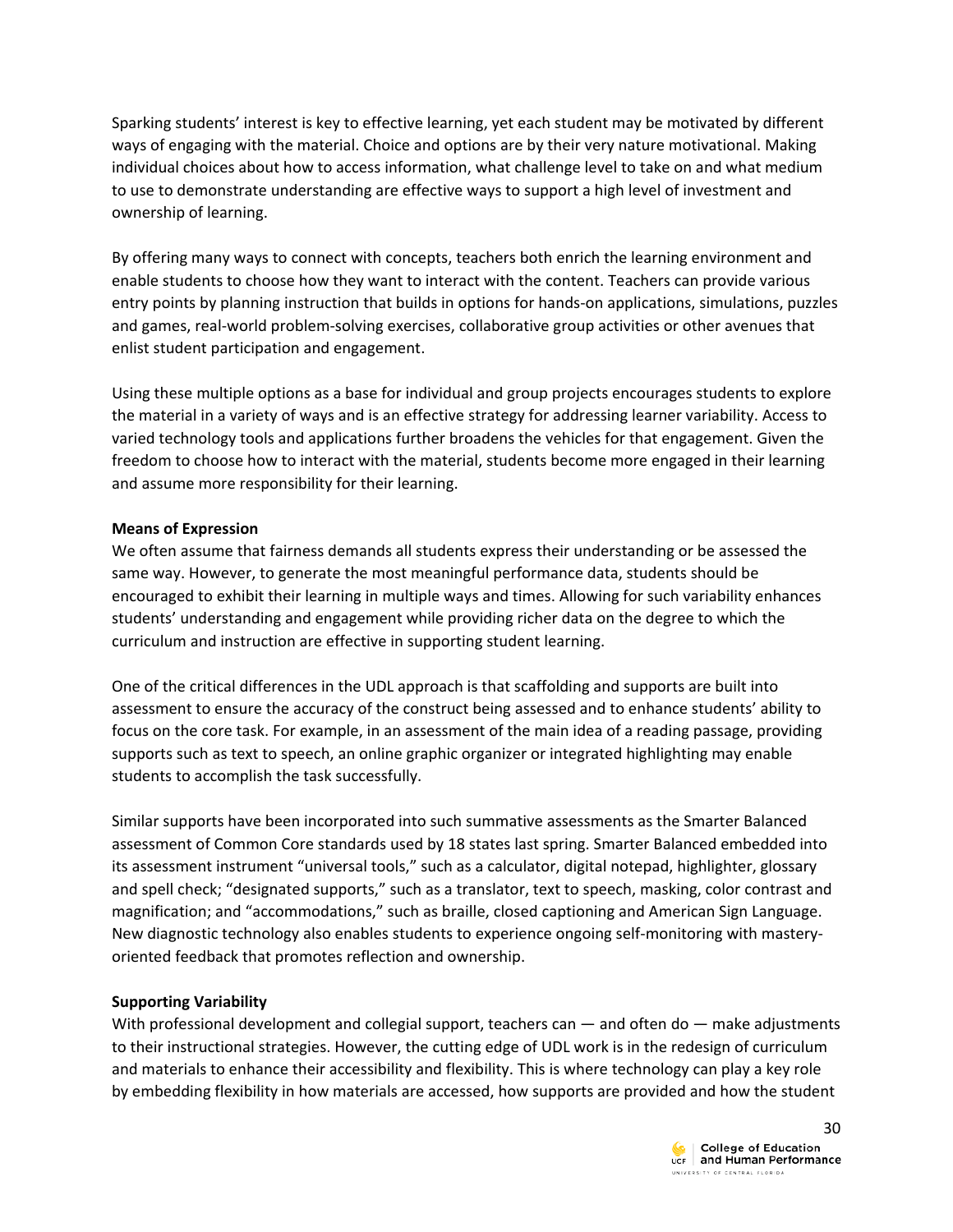Sparking students' interest is key to effective learning, yet each student may be motivated by different ways of engaging with the material. Choice and options are by their very nature motivational. Making individual choices about how to access information, what challenge level to take on and what medium to use to demonstrate understanding are effective ways to support a high level of investment and ownership of learning.

By offering many ways to connect with concepts, teachers both enrich the learning environment and enable students to choose how they want to interact with the content. Teachers can provide various entry points by planning instruction that builds in options for hands-on applications, simulations, puzzles and games, real-world problem-solving exercises, collaborative group activities or other avenues that enlist student participation and engagement.

Using these multiple options as a base for individual and group projects encourages students to explore the material in a variety of ways and is an effective strategy for addressing learner variability. Access to varied technology tools and applications further broadens the vehicles for that engagement. Given the freedom to choose how to interact with the material, students become more engaged in their learning and assume more responsibility for their learning.

**Means of Expression**

We often assume that fairness demands all students express their understanding or be assessed the same way. However, to generate the most meaningful performance data, students should be encouraged to exhibit their learning in multiple ways and times. Allowing for such variability enhances students' understanding and engagement while providing richer data on the degree to which the curriculum and instruction are effective in supporting student learning.

One of the critical differences in the UDL approach is that scaffolding and supports are built into assessment to ensure the accuracy of the construct being assessed and to enhance students' ability to focus on the core task. For example, in an assessment of the main idea of a reading passage, providing supports such as text to speech, an online graphic organizer or integrated highlighting may enable students to accomplish the task successfully.

Similar supports have been incorporated into such summative assessments as the Smarter Balanced assessment of Common Core standards used by 18 states last spring. Smarter Balanced embedded into its assessment instrument "universal tools," such as a calculator, digital notepad, highlighter, glossary and spell check; "designated supports," such as a translator, text to speech, masking, color contrast and magnification; and "accommodations," such as braille, closed captioning and American Sign Language. New diagnostic technology also enables students to experience ongoing self-monitoring with mastery-oriented feedback that promotes reflection and ownership.

**Supporting Variability**

With professional development and collegial support, teachers can — and often do — make adjustments to their instructional strategies. However, the cutting edge of UDL work is in the redesign of curriculum and materials to enhance their accessibility and flexibility. This is where technology can play a key role by embedding flexibility in how materials are accessed, how supports are provided and how the student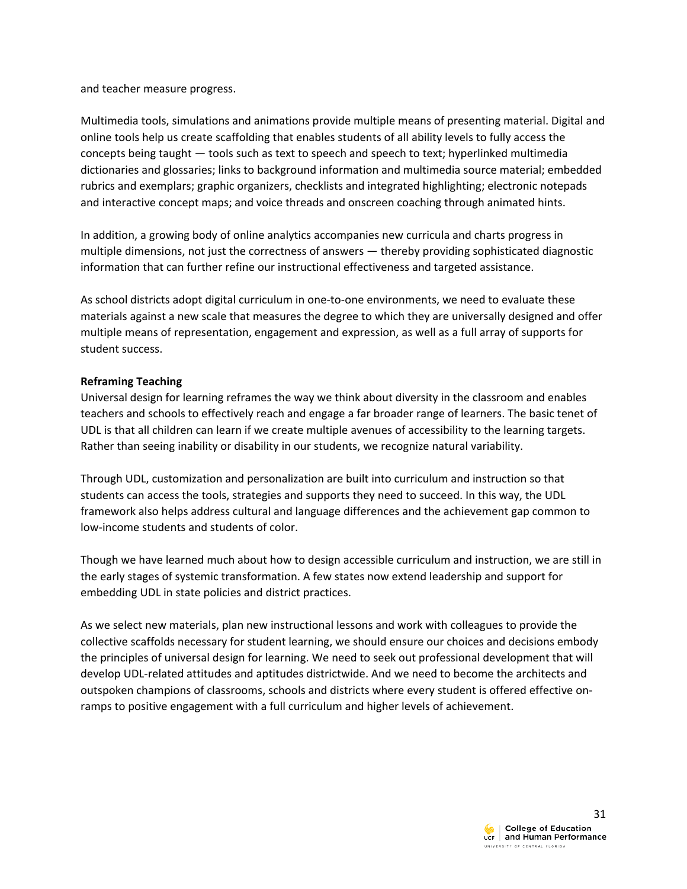and teacher measure progress.

Multimedia tools, simulations and animations provide multiple means of presenting material. Digital and online tools help us create scaffolding that enables students of all ability levels to fully access the concepts being taught — tools such as text to speech and speech to text; hyperlinked multimedia dictionaries and glossaries; links to background information and multimedia source material; embedded rubrics and exemplars; graphic organizers, checklists and integrated highlighting; electronic notepads and interactive concept maps; and voice threads and onscreen coaching through animated hints.

In addition, a growing body of online analytics accompanies new curricula and charts progress in multiple dimensions, not just the correctness of answers — thereby providing sophisticated diagnostic information that can further refine our instructional effectiveness and targeted assistance.

As school districts adopt digital curriculum in one-to-one environments, we need to evaluate these materials against a new scale that measures the degree to which they are universally designed and offer multiple means of representation, engagement and expression, as well as a full array of supports for student success.

**Reframing Teaching**

Universal design for learning reframes the way we think about diversity in the classroom and enables teachers and schools to effectively reach and engage a far broader range of learners. The basic tenet of UDL is that all children can learn if we create multiple avenues of accessibility to the learning targets. Rather than seeing inability or disability in our students, we recognize natural variability.

Through UDL, customization and personalization are built into curriculum and instruction so that students can access the tools, strategies and supports they need to succeed. In this way, the UDL framework also helps address cultural and language differences and the achievement gap common to low-income students and students of color.

Though we have learned much about how to design accessible curriculum and instruction, we are still in the early stages of systemic transformation. A few states now extend leadership and support for embedding UDL in state policies and district practices.

As we select new materials, plan new instructional lessons and work with colleagues to provide the collective scaffolds necessary for student learning, we should ensure our choices and decisions embody the principles of universal design for learning. We need to seek out professional development that will develop UDL-related attitudes and aptitudes districtwide. And we need to become the architects and outspoken champions of classrooms, schools and districts where every student is offered effective on-ramps to positive engagement with a full curriculum and higher levels of achievement.